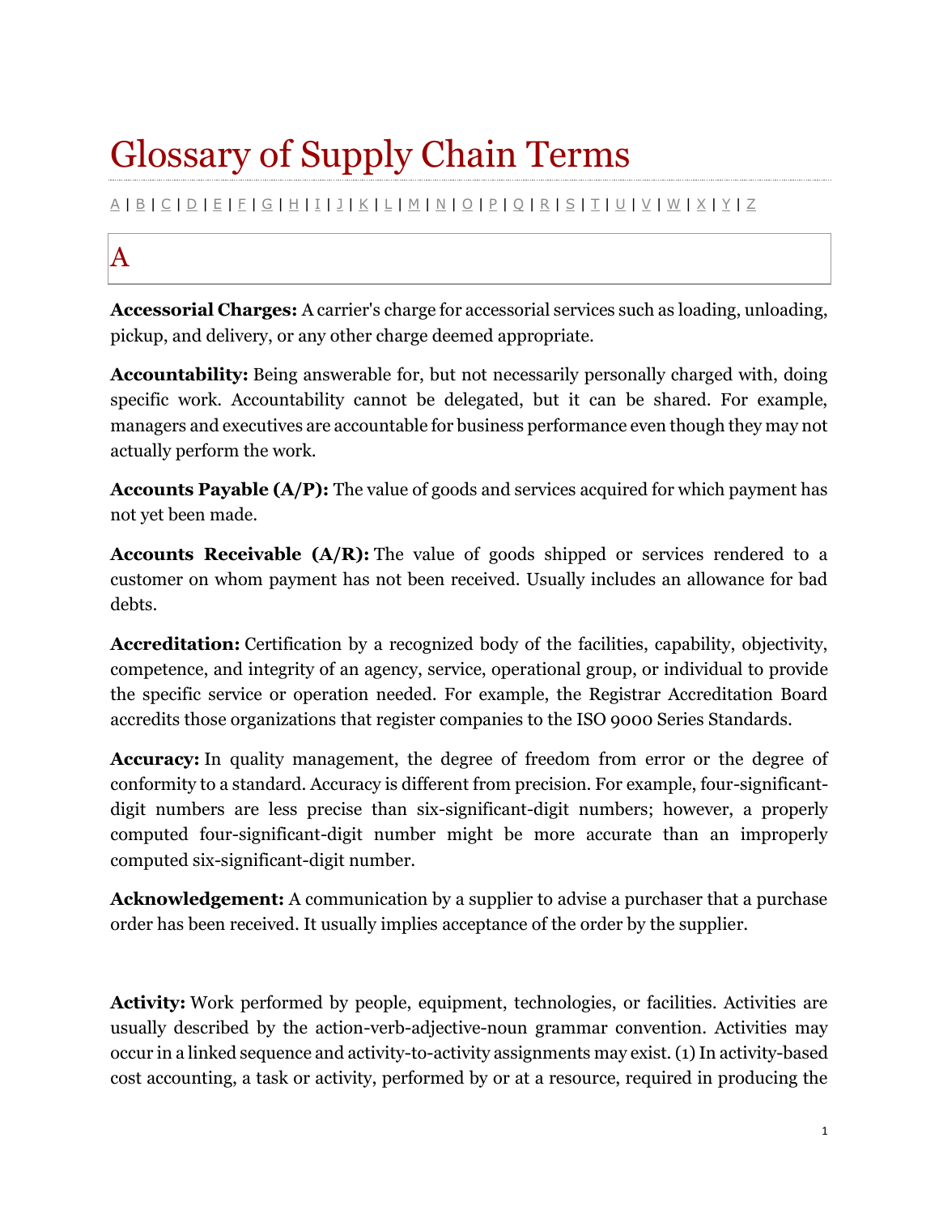# Glossary of Supply Chain Terms

A | B | C | D | E | F | G | H | I | J | K | L | M | N | O | P | Q | R | S | T | U | V | W | X | Y | Z

## A

**Accessorial Charges:** A carrier's charge for accessorial services such as loading, unloading, pickup, and delivery, or any other charge deemed appropriate.

**Accountability:** Being answerable for, but not necessarily personally charged with, doing specific work. Accountability cannot be delegated, but it can be shared. For example, managers and executives are accountable for business performance even though they may not actually perform the work.

**Accounts Payable (A/P):** The value of goods and services acquired for which payment has not yet been made.

**Accounts Receivable (A/R):** The value of goods shipped or services rendered to a customer on whom payment has not been received. Usually includes an allowance for bad debts.

**Accreditation:** Certification by a recognized body of the facilities, capability, objectivity, competence, and integrity of an agency, service, operational group, or individual to provide the specific service or operation needed. For example, the Registrar Accreditation Board accredits those organizations that register companies to the ISO 9000 Series Standards.

**Accuracy:** In quality management, the degree of freedom from error or the degree of conformity to a standard. Accuracy is different from precision. For example, four-significant-digit numbers are less precise than six-significant-digit numbers; however, a properly computed four-significant-digit number might be more accurate than an improperly computed six-significant-digit number.

**Acknowledgement:** A communication by a supplier to advise a purchaser that a purchase order has been received. It usually implies acceptance of the order by the supplier.

**Activity:** Work performed by people, equipment, technologies, or facilities. Activities are usually described by the action-verb-adjective-noun grammar convention. Activities may occur in a linked sequence and activity-to-activity assignments may exist. (1) In activity-based cost accounting, a task or activity, performed by or at a resource, required in producing the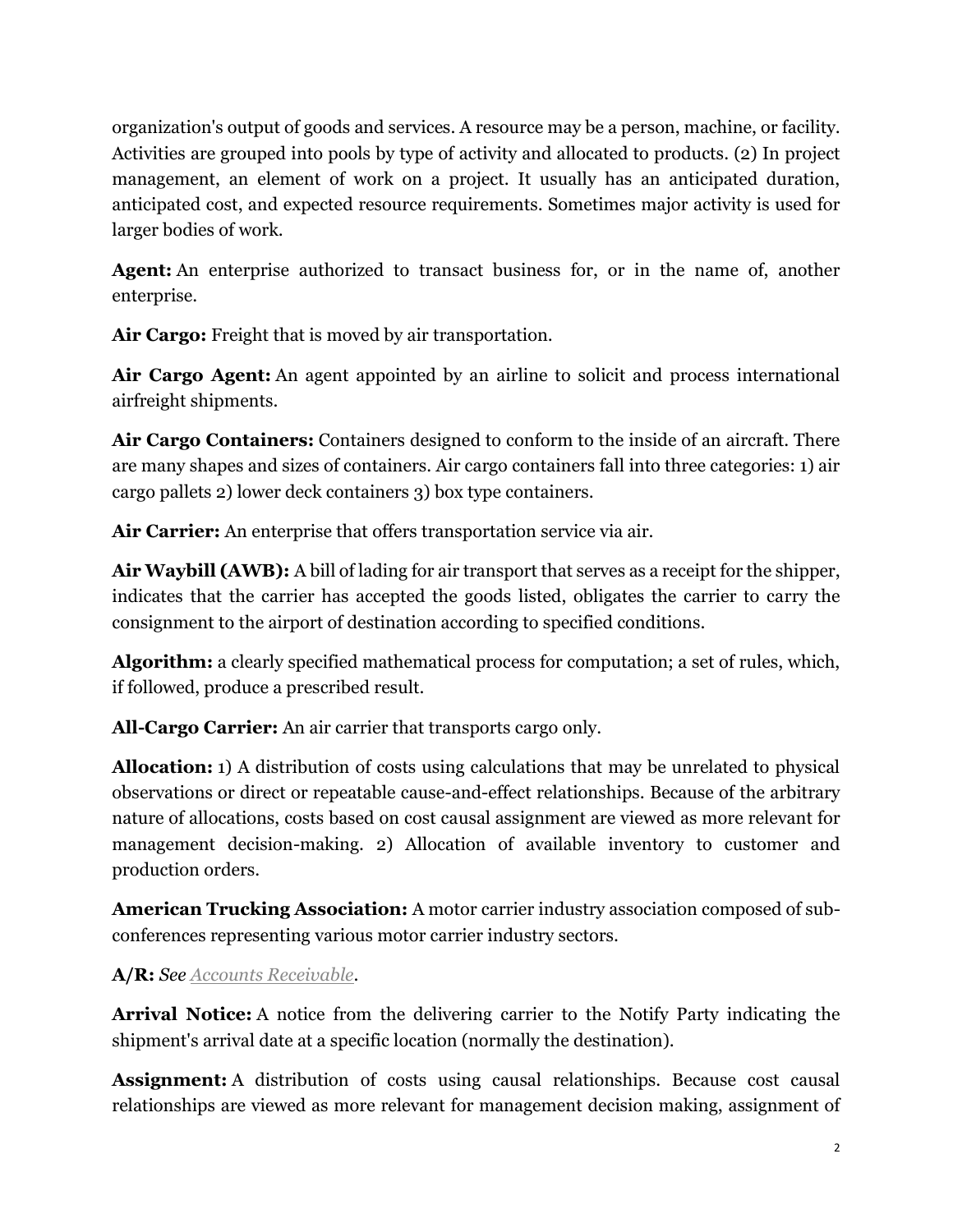organization's output of goods and services. A resource may be a person, machine, or facility. Activities are grouped into pools by type of activity and allocated to products. (2) In project management, an element of work on a project. It usually has an anticipated duration, anticipated cost, and expected resource requirements. Sometimes major activity is used for larger bodies of work.

**Agent:** An enterprise authorized to transact business for, or in the name of, another enterprise.

**Air Cargo:** Freight that is moved by air transportation.

**Air Cargo Agent:** An agent appointed by an airline to solicit and process international airfreight shipments.

**Air Cargo Containers:** Containers designed to conform to the inside of an aircraft. There are many shapes and sizes of containers. Air cargo containers fall into three categories: 1) air cargo pallets 2) lower deck containers 3) box type containers.

**Air Carrier:** An enterprise that offers transportation service via air.

**Air Waybill (AWB):** A bill of lading for air transport that serves as a receipt for the shipper, indicates that the carrier has accepted the goods listed, obligates the carrier to carry the consignment to the airport of destination according to specified conditions.

**Algorithm:** a clearly specified mathematical process for computation; a set of rules, which, if followed, produce a prescribed result.

**All-Cargo Carrier:** An air carrier that transports cargo only.

**Allocation:** 1) A distribution of costs using calculations that may be unrelated to physical observations or direct or repeatable cause-and-effect relationships. Because of the arbitrary nature of allocations, costs based on cost causal assignment are viewed as more relevant for management decision-making. 2) Allocation of available inventory to customer and production orders.

**American Trucking Association:** A motor carrier industry association composed of sub-conferences representing various motor carrier industry sectors.

**A/R:** *See Accounts Receivable*.

**Arrival Notice:** A notice from the delivering carrier to the Notify Party indicating the shipment's arrival date at a specific location (normally the destination).

**Assignment:** A distribution of costs using causal relationships. Because cost causal relationships are viewed as more relevant for management decision making, assignment of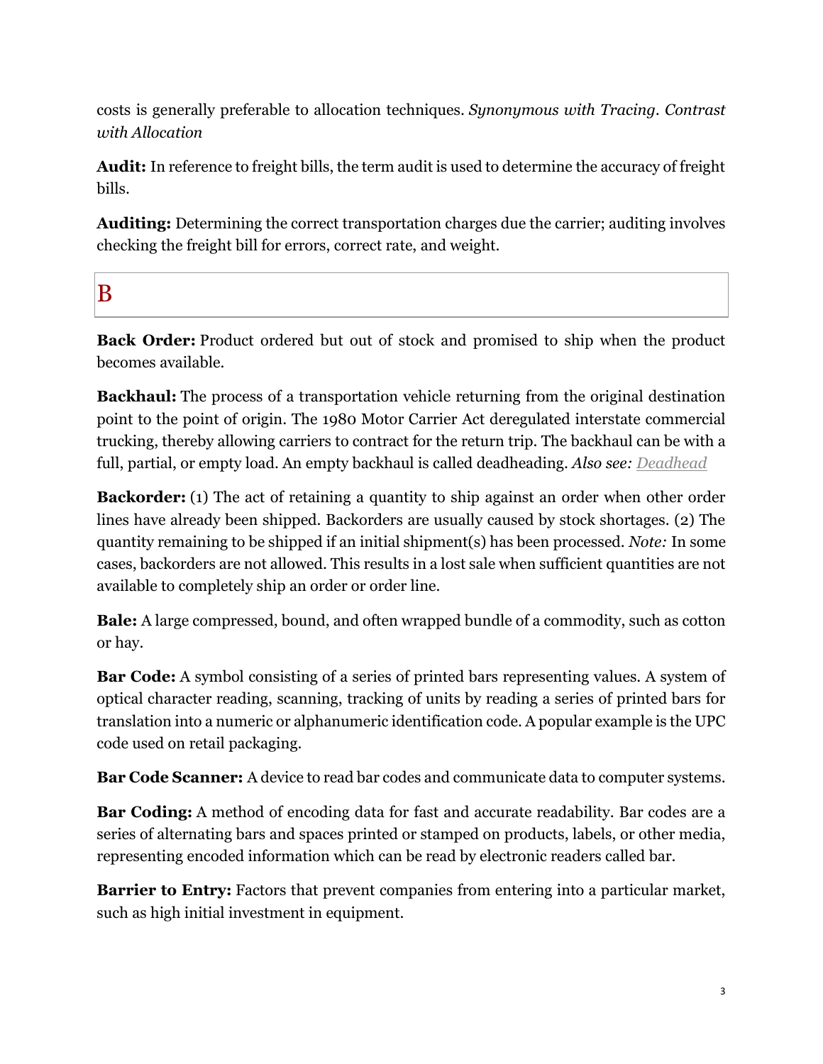costs is generally preferable to allocation techniques. *Synonymous with Tracing. Contrast with Allocation*

**Audit:** In reference to freight bills, the term audit is used to determine the accuracy of freight bills.

**Auditing:** Determining the correct transportation charges due the carrier; auditing involves checking the freight bill for errors, correct rate, and weight.

## B

**Back Order:** Product ordered but out of stock and promised to ship when the product becomes available.

**Backhaul:** The process of a transportation vehicle returning from the original destination point to the point of origin. The 1980 Motor Carrier Act deregulated interstate commercial trucking, thereby allowing carriers to contract for the return trip. The backhaul can be with a full, partial, or empty load. An empty backhaul is called deadheading. *Also see: Deadhead*

**Backorder:** (1) The act of retaining a quantity to ship against an order when other order lines have already been shipped. Backorders are usually caused by stock shortages. (2) The quantity remaining to be shipped if an initial shipment(s) has been processed. *Note:* In some cases, backorders are not allowed. This results in a lost sale when sufficient quantities are not available to completely ship an order or order line.

**Bale:** A large compressed, bound, and often wrapped bundle of a commodity, such as cotton or hay.

**Bar Code:** A symbol consisting of a series of printed bars representing values. A system of optical character reading, scanning, tracking of units by reading a series of printed bars for translation into a numeric or alphanumeric identification code. A popular example is the UPC code used on retail packaging.

**Bar Code Scanner:** A device to read bar codes and communicate data to computer systems.

**Bar Coding:** A method of encoding data for fast and accurate readability. Bar codes are a series of alternating bars and spaces printed or stamped on products, labels, or other media, representing encoded information which can be read by electronic readers called bar.

**Barrier to Entry:** Factors that prevent companies from entering into a particular market, such as high initial investment in equipment.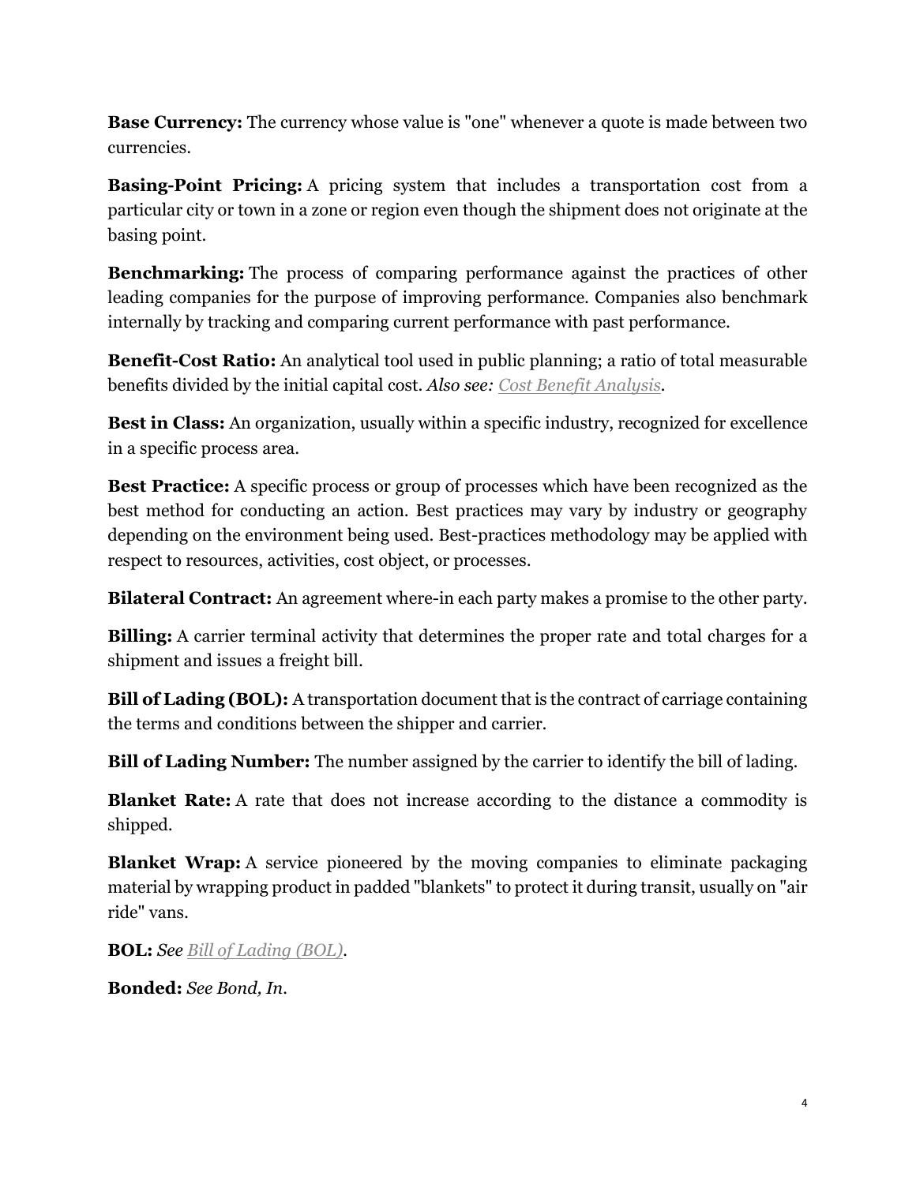**Base Currency:** The currency whose value is "one" whenever a quote is made between two currencies.

**Basing-Point Pricing:** A pricing system that includes a transportation cost from a particular city or town in a zone or region even though the shipment does not originate at the basing point.

**Benchmarking:** The process of comparing performance against the practices of other leading companies for the purpose of improving performance. Companies also benchmark internally by tracking and comparing current performance with past performance.

**Benefit-Cost Ratio:** An analytical tool used in public planning; a ratio of total measurable benefits divided by the initial capital cost. *Also see: Cost Benefit Analysis*.

**Best in Class:** An organization, usually within a specific industry, recognized for excellence in a specific process area.

**Best Practice:** A specific process or group of processes which have been recognized as the best method for conducting an action. Best practices may vary by industry or geography depending on the environment being used. Best-practices methodology may be applied with respect to resources, activities, cost object, or processes.

**Bilateral Contract:** An agreement where-in each party makes a promise to the other party.

**Billing:** A carrier terminal activity that determines the proper rate and total charges for a shipment and issues a freight bill.

**Bill of Lading (BOL):** A transportation document that is the contract of carriage containing the terms and conditions between the shipper and carrier.

**Bill of Lading Number:** The number assigned by the carrier to identify the bill of lading.

**Blanket Rate:** A rate that does not increase according to the distance a commodity is shipped.

**Blanket Wrap:** A service pioneered by the moving companies to eliminate packaging material by wrapping product in padded "blankets" to protect it during transit, usually on "air ride" vans.

**BOL:** *See Bill of Lading (BOL)*.

**Bonded:** *See Bond, In.*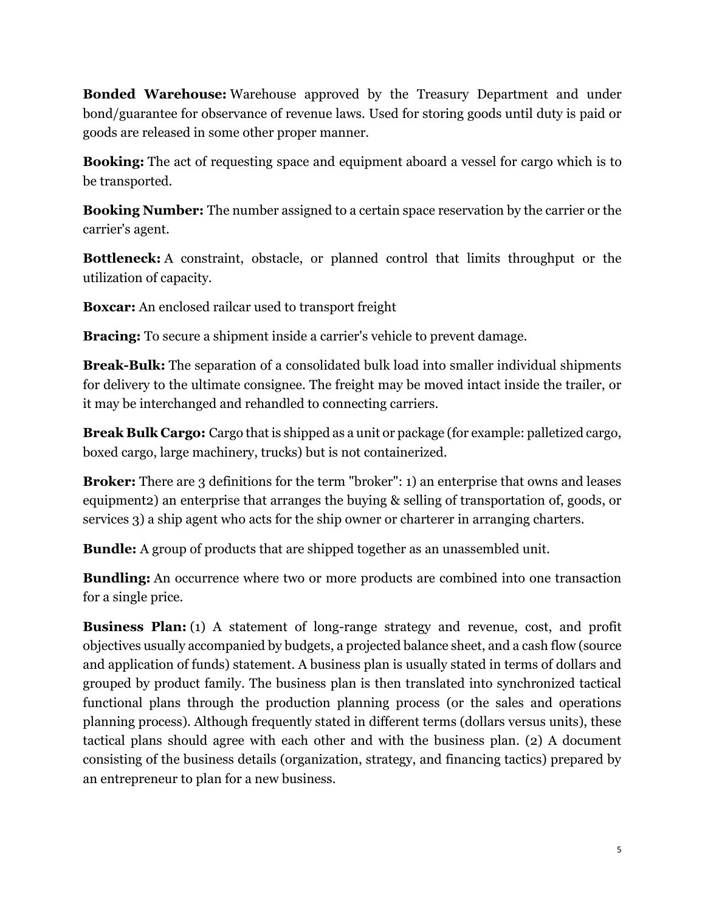**Bonded Warehouse:** Warehouse approved by the Treasury Department and under bond/guarantee for observance of revenue laws. Used for storing goods until duty is paid or goods are released in some other proper manner.

**Booking:** The act of requesting space and equipment aboard a vessel for cargo which is to be transported.

**Booking Number:** The number assigned to a certain space reservation by the carrier or the carrier's agent.

**Bottleneck:** A constraint, obstacle, or planned control that limits throughput or the utilization of capacity.

**Boxcar:** An enclosed railcar used to transport freight

**Bracing:** To secure a shipment inside a carrier's vehicle to prevent damage.

**Break-Bulk:** The separation of a consolidated bulk load into smaller individual shipments for delivery to the ultimate consignee. The freight may be moved intact inside the trailer, or it may be interchanged and rehandled to connecting carriers.

**Break Bulk Cargo:** Cargo that is shipped as a unit or package (for example: palletized cargo, boxed cargo, large machinery, trucks) but is not containerized.

**Broker:** There are 3 definitions for the term "broker": 1) an enterprise that owns and leases equipment2) an enterprise that arranges the buying & selling of transportation of, goods, or services 3) a ship agent who acts for the ship owner or charterer in arranging charters.

**Bundle:** A group of products that are shipped together as an unassembled unit.

**Bundling:** An occurrence where two or more products are combined into one transaction for a single price.

**Business Plan:** (1) A statement of long-range strategy and revenue, cost, and profit objectives usually accompanied by budgets, a projected balance sheet, and a cash flow (source and application of funds) statement. A business plan is usually stated in terms of dollars and grouped by product family. The business plan is then translated into synchronized tactical functional plans through the production planning process (or the sales and operations planning process). Although frequently stated in different terms (dollars versus units), these tactical plans should agree with each other and with the business plan. (2) A document consisting of the business details (organization, strategy, and financing tactics) prepared by an entrepreneur to plan for a new business.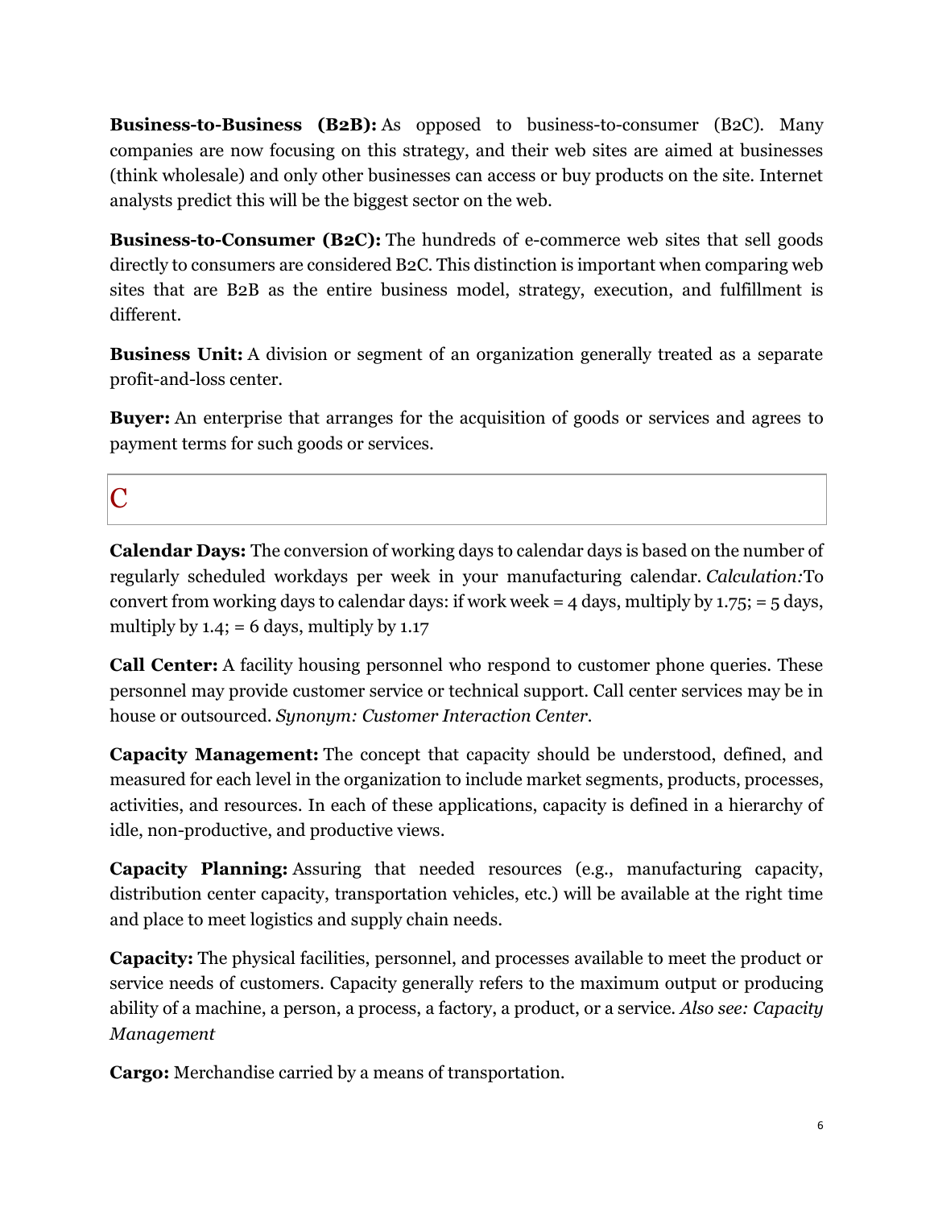**Business-to-Business (B2B):** As opposed to business-to-consumer (B2C). Many companies are now focusing on this strategy, and their web sites are aimed at businesses (think wholesale) and only other businesses can access or buy products on the site. Internet analysts predict this will be the biggest sector on the web.

**Business-to-Consumer (B2C):** The hundreds of e-commerce web sites that sell goods directly to consumers are considered B2C. This distinction is important when comparing web sites that are B2B as the entire business model, strategy, execution, and fulfillment is different.

**Business Unit:** A division or segment of an organization generally treated as a separate profit-and-loss center.

**Buyer:** An enterprise that arranges for the acquisition of goods or services and agrees to payment terms for such goods or services.

## C

**Calendar Days:** The conversion of working days to calendar days is based on the number of regularly scheduled workdays per week in your manufacturing calendar. *Calculation:*To convert from working days to calendar days: if work week = 4 days, multiply by 1.75; = 5 days, multiply by 1.4; = 6 days, multiply by 1.17

**Call Center:** A facility housing personnel who respond to customer phone queries. These personnel may provide customer service or technical support. Call center services may be in house or outsourced. *Synonym: Customer Interaction Center.*

**Capacity Management:** The concept that capacity should be understood, defined, and measured for each level in the organization to include market segments, products, processes, activities, and resources. In each of these applications, capacity is defined in a hierarchy of idle, non-productive, and productive views.

**Capacity Planning:** Assuring that needed resources (e.g., manufacturing capacity, distribution center capacity, transportation vehicles, etc.) will be available at the right time and place to meet logistics and supply chain needs.

**Capacity:** The physical facilities, personnel, and processes available to meet the product or service needs of customers. Capacity generally refers to the maximum output or producing ability of a machine, a person, a process, a factory, a product, or a service. *Also see: Capacity Management*

**Cargo:** Merchandise carried by a means of transportation.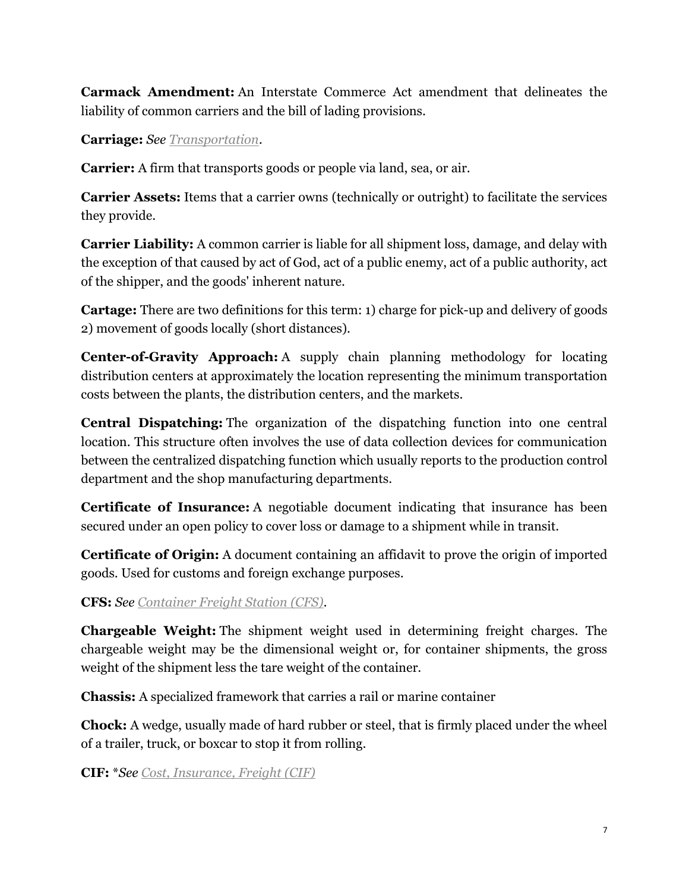**Carmack Amendment:** An Interstate Commerce Act amendment that delineates the liability of common carriers and the bill of lading provisions.

**Carriage:** *See Transportation*.

**Carrier:** A firm that transports goods or people via land, sea, or air.

**Carrier Assets:** Items that a carrier owns (technically or outright) to facilitate the services they provide.

**Carrier Liability:** A common carrier is liable for all shipment loss, damage, and delay with the exception of that caused by act of God, act of a public enemy, act of a public authority, act of the shipper, and the goods' inherent nature.

**Cartage:** There are two definitions for this term: 1) charge for pick-up and delivery of goods 2) movement of goods locally (short distances).

**Center-of-Gravity Approach:** A supply chain planning methodology for locating distribution centers at approximately the location representing the minimum transportation costs between the plants, the distribution centers, and the markets.

**Central Dispatching:** The organization of the dispatching function into one central location. This structure often involves the use of data collection devices for communication between the centralized dispatching function which usually reports to the production control department and the shop manufacturing departments.

**Certificate of Insurance:** A negotiable document indicating that insurance has been secured under an open policy to cover loss or damage to a shipment while in transit.

**Certificate of Origin:** A document containing an affidavit to prove the origin of imported goods. Used for customs and foreign exchange purposes.

**CFS:** *See Container Freight Station (CFS)*.

**Chargeable Weight:** The shipment weight used in determining freight charges. The chargeable weight may be the dimensional weight or, for container shipments, the gross weight of the shipment less the tare weight of the container.

**Chassis:** A specialized framework that carries a rail or marine container

**Chock:** A wedge, usually made of hard rubber or steel, that is firmly placed under the wheel of a trailer, truck, or boxcar to stop it from rolling.

**CIF:** **See Cost, Insurance, Freight (CIF)*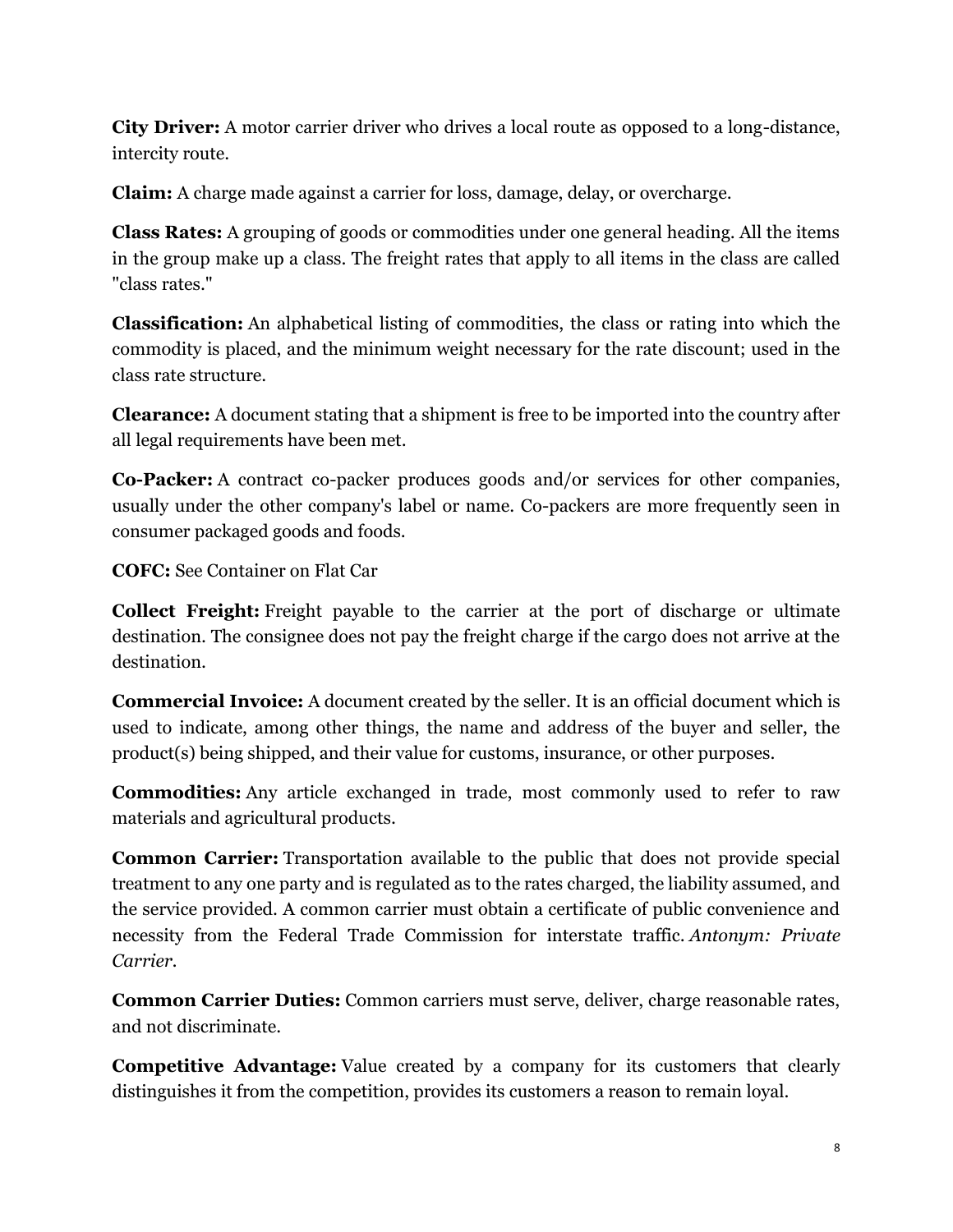**City Driver:** A motor carrier driver who drives a local route as opposed to a long-distance, intercity route.

**Claim:** A charge made against a carrier for loss, damage, delay, or overcharge.

**Class Rates:** A grouping of goods or commodities under one general heading. All the items in the group make up a class. The freight rates that apply to all items in the class are called "class rates."

**Classification:** An alphabetical listing of commodities, the class or rating into which the commodity is placed, and the minimum weight necessary for the rate discount; used in the class rate structure.

**Clearance:** A document stating that a shipment is free to be imported into the country after all legal requirements have been met.

**Co-Packer:** A contract co-packer produces goods and/or services for other companies, usually under the other company's label or name. Co-packers are more frequently seen in consumer packaged goods and foods.

**COFC:** See Container on Flat Car

**Collect Freight:** Freight payable to the carrier at the port of discharge or ultimate destination. The consignee does not pay the freight charge if the cargo does not arrive at the destination.

**Commercial Invoice:** A document created by the seller. It is an official document which is used to indicate, among other things, the name and address of the buyer and seller, the product(s) being shipped, and their value for customs, insurance, or other purposes.

**Commodities:** Any article exchanged in trade, most commonly used to refer to raw materials and agricultural products.

**Common Carrier:** Transportation available to the public that does not provide special treatment to any one party and is regulated as to the rates charged, the liability assumed, and the service provided. A common carrier must obtain a certificate of public convenience and necessity from the Federal Trade Commission for interstate traffic. *Antonym: Private Carrier.*

**Common Carrier Duties:** Common carriers must serve, deliver, charge reasonable rates, and not discriminate.

**Competitive Advantage:** Value created by a company for its customers that clearly distinguishes it from the competition, provides its customers a reason to remain loyal.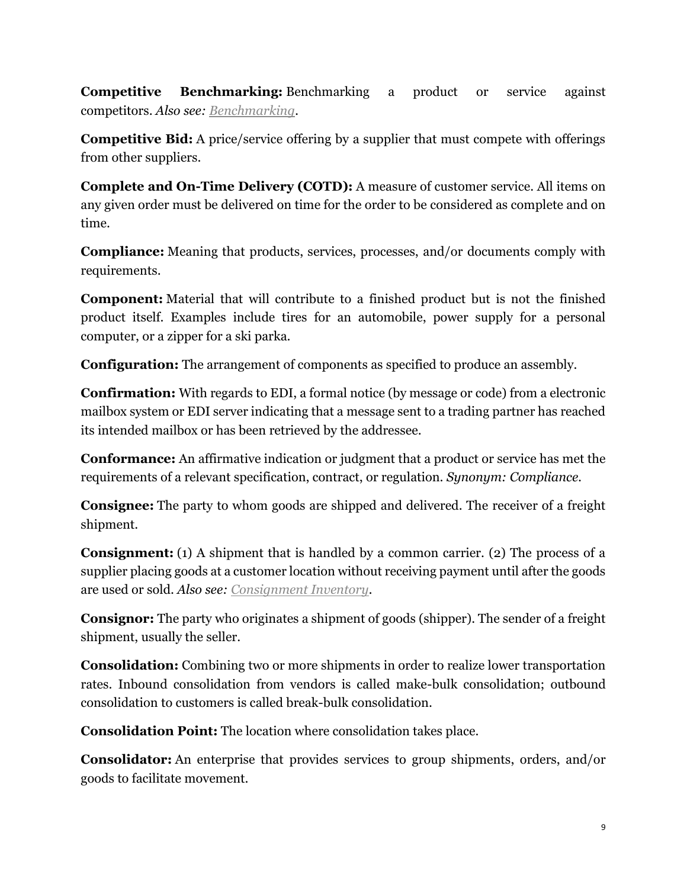**Competitive Benchmarking:** Benchmarking a product or service against competitors. *Also see: Benchmarking*.

**Competitive Bid:** A price/service offering by a supplier that must compete with offerings from other suppliers.

**Complete and On-Time Delivery (COTD):** A measure of customer service. All items on any given order must be delivered on time for the order to be considered as complete and on time.

**Compliance:** Meaning that products, services, processes, and/or documents comply with requirements.

**Component:** Material that will contribute to a finished product but is not the finished product itself. Examples include tires for an automobile, power supply for a personal computer, or a zipper for a ski parka.

**Configuration:** The arrangement of components as specified to produce an assembly.

**Confirmation:** With regards to EDI, a formal notice (by message or code) from a electronic mailbox system or EDI server indicating that a message sent to a trading partner has reached its intended mailbox or has been retrieved by the addressee.

**Conformance:** An affirmative indication or judgment that a product or service has met the requirements of a relevant specification, contract, or regulation. *Synonym: Compliance.*

**Consignee:** The party to whom goods are shipped and delivered. The receiver of a freight shipment.

**Consignment:** (1) A shipment that is handled by a common carrier. (2) The process of a supplier placing goods at a customer location without receiving payment until after the goods are used or sold. *Also see: Consignment Inventory*.

**Consignor:** The party who originates a shipment of goods (shipper). The sender of a freight shipment, usually the seller.

**Consolidation:** Combining two or more shipments in order to realize lower transportation rates. Inbound consolidation from vendors is called make-bulk consolidation; outbound consolidation to customers is called break-bulk consolidation.

**Consolidation Point:** The location where consolidation takes place.

**Consolidator:** An enterprise that provides services to group shipments, orders, and/or goods to facilitate movement.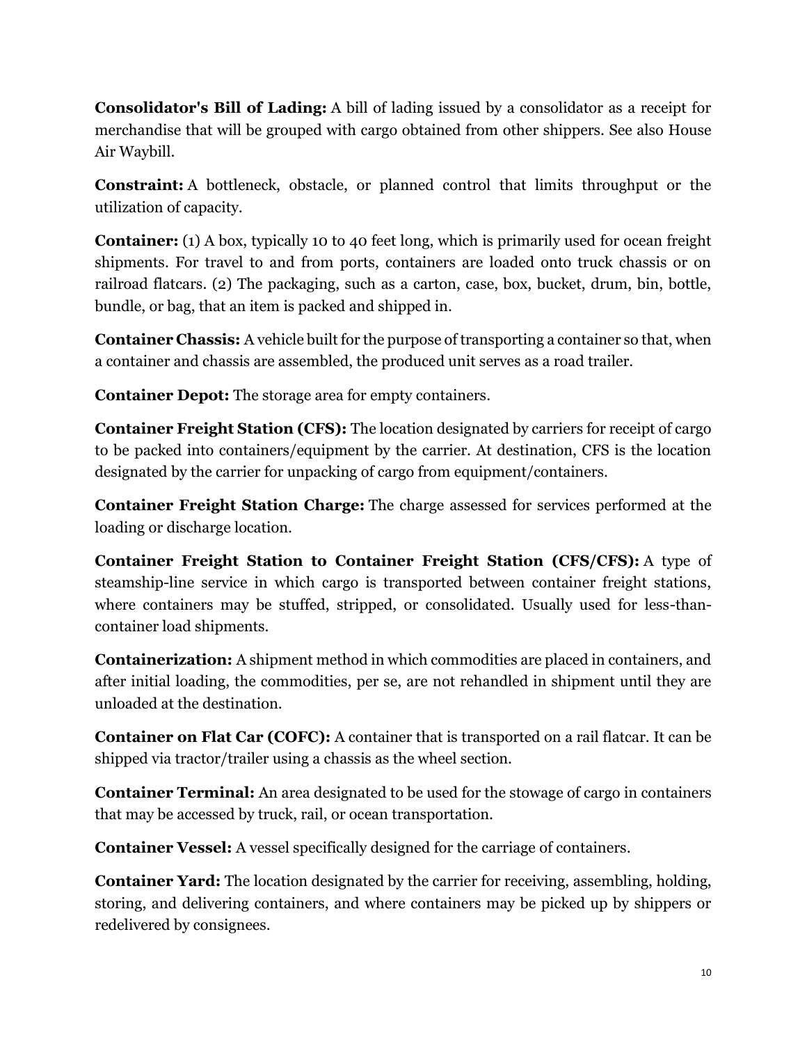**Consolidator's Bill of Lading:** A bill of lading issued by a consolidator as a receipt for merchandise that will be grouped with cargo obtained from other shippers. See also House Air Waybill.

**Constraint:** A bottleneck, obstacle, or planned control that limits throughput or the utilization of capacity.

**Container:** (1) A box, typically 10 to 40 feet long, which is primarily used for ocean freight shipments. For travel to and from ports, containers are loaded onto truck chassis or on railroad flatcars. (2) The packaging, such as a carton, case, box, bucket, drum, bin, bottle, bundle, or bag, that an item is packed and shipped in.

**Container Chassis:** A vehicle built for the purpose of transporting a container so that, when a container and chassis are assembled, the produced unit serves as a road trailer.

**Container Depot:** The storage area for empty containers.

**Container Freight Station (CFS):** The location designated by carriers for receipt of cargo to be packed into containers/equipment by the carrier. At destination, CFS is the location designated by the carrier for unpacking of cargo from equipment/containers.

**Container Freight Station Charge:** The charge assessed for services performed at the loading or discharge location.

**Container Freight Station to Container Freight Station (CFS/CFS):** A type of steamship-line service in which cargo is transported between container freight stations, where containers may be stuffed, stripped, or consolidated. Usually used for less-than-container load shipments.

**Containerization:** A shipment method in which commodities are placed in containers, and after initial loading, the commodities, per se, are not rehandled in shipment until they are unloaded at the destination.

**Container on Flat Car (COFC):** A container that is transported on a rail flatcar. It can be shipped via tractor/trailer using a chassis as the wheel section.

**Container Terminal:** An area designated to be used for the stowage of cargo in containers that may be accessed by truck, rail, or ocean transportation.

**Container Vessel:** A vessel specifically designed for the carriage of containers.

**Container Yard:** The location designated by the carrier for receiving, assembling, holding, storing, and delivering containers, and where containers may be picked up by shippers or redelivered by consignees.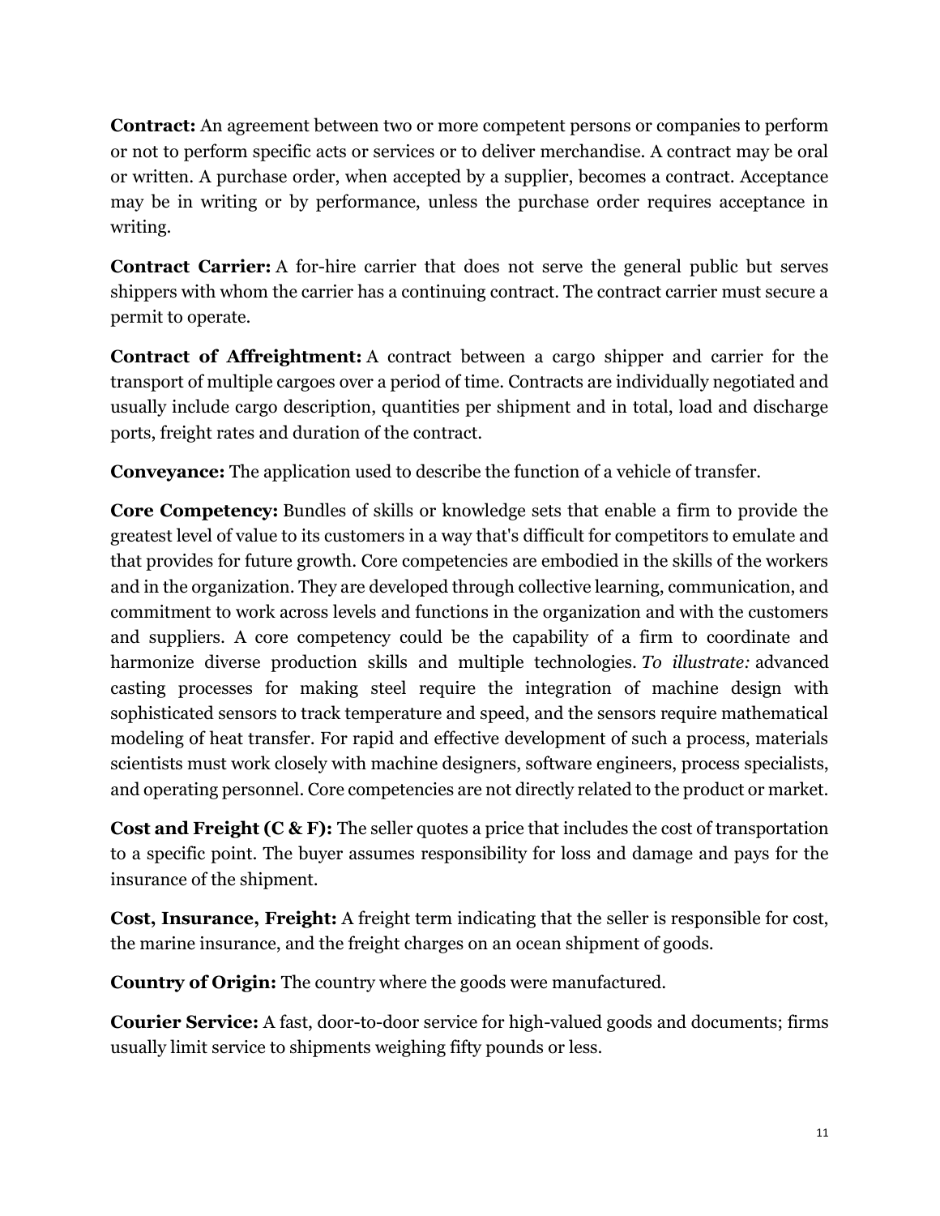**Contract:** An agreement between two or more competent persons or companies to perform or not to perform specific acts or services or to deliver merchandise. A contract may be oral or written. A purchase order, when accepted by a supplier, becomes a contract. Acceptance may be in writing or by performance, unless the purchase order requires acceptance in writing.

**Contract Carrier:** A for-hire carrier that does not serve the general public but serves shippers with whom the carrier has a continuing contract. The contract carrier must secure a permit to operate.

**Contract of Affreightment:** A contract between a cargo shipper and carrier for the transport of multiple cargoes over a period of time. Contracts are individually negotiated and usually include cargo description, quantities per shipment and in total, load and discharge ports, freight rates and duration of the contract.

**Conveyance:** The application used to describe the function of a vehicle of transfer.

**Core Competency:** Bundles of skills or knowledge sets that enable a firm to provide the greatest level of value to its customers in a way that's difficult for competitors to emulate and that provides for future growth. Core competencies are embodied in the skills of the workers and in the organization. They are developed through collective learning, communication, and commitment to work across levels and functions in the organization and with the customers and suppliers. A core competency could be the capability of a firm to coordinate and harmonize diverse production skills and multiple technologies. *To illustrate:* advanced casting processes for making steel require the integration of machine design with sophisticated sensors to track temperature and speed, and the sensors require mathematical modeling of heat transfer. For rapid and effective development of such a process, materials scientists must work closely with machine designers, software engineers, process specialists, and operating personnel. Core competencies are not directly related to the product or market.

**Cost and Freight (C & F):** The seller quotes a price that includes the cost of transportation to a specific point. The buyer assumes responsibility for loss and damage and pays for the insurance of the shipment.

**Cost, Insurance, Freight:** A freight term indicating that the seller is responsible for cost, the marine insurance, and the freight charges on an ocean shipment of goods.

**Country of Origin:** The country where the goods were manufactured.

**Courier Service:** A fast, door-to-door service for high-valued goods and documents; firms usually limit service to shipments weighing fifty pounds or less.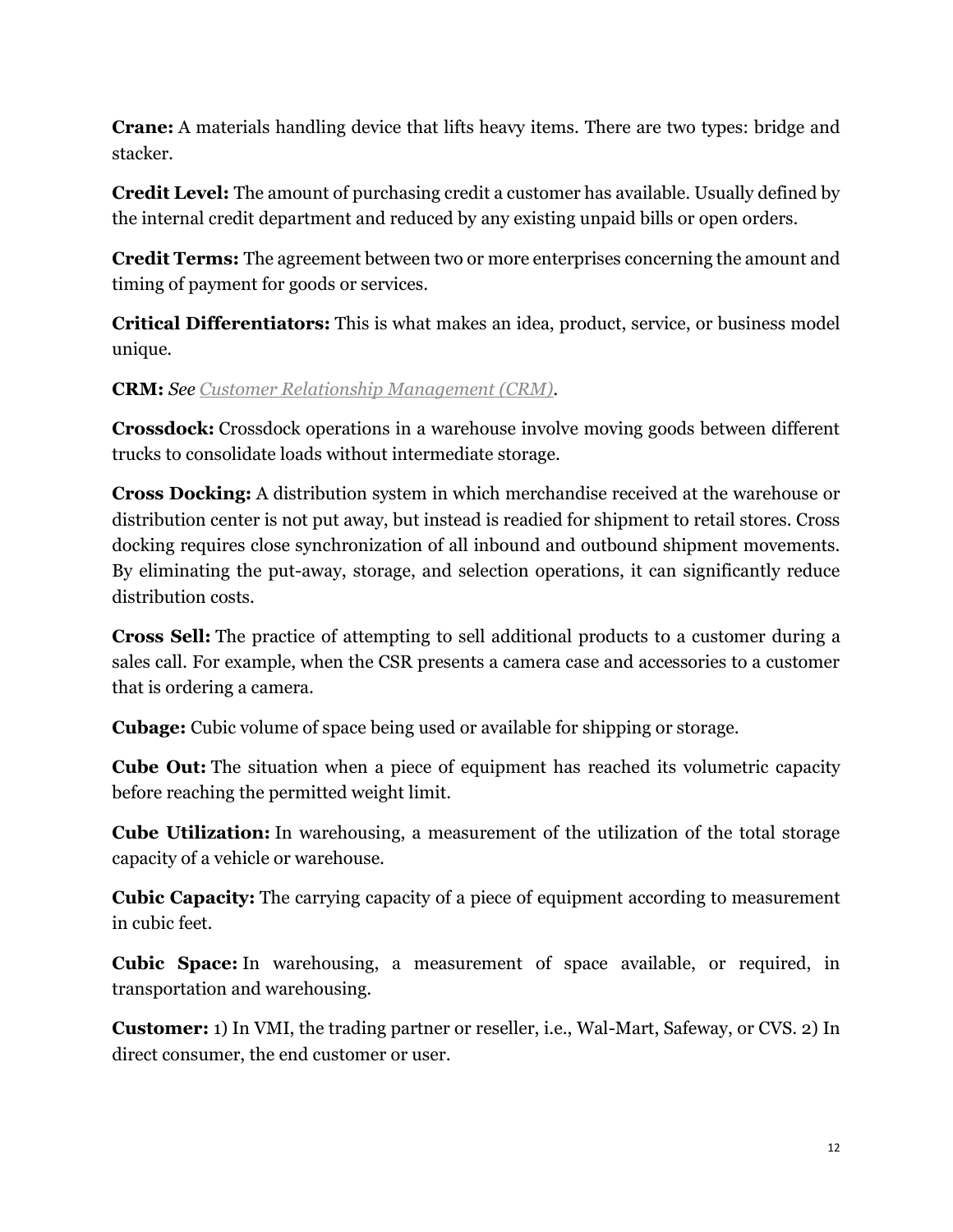**Crane:** A materials handling device that lifts heavy items. There are two types: bridge and stacker.

**Credit Level:** The amount of purchasing credit a customer has available. Usually defined by the internal credit department and reduced by any existing unpaid bills or open orders.

**Credit Terms:** The agreement between two or more enterprises concerning the amount and timing of payment for goods or services.

**Critical Differentiators:** This is what makes an idea, product, service, or business model unique.

**CRM:** *See* Customer Relationship Management (CRM).

**Crossdock:** Crossdock operations in a warehouse involve moving goods between different trucks to consolidate loads without intermediate storage.

**Cross Docking:** A distribution system in which merchandise received at the warehouse or distribution center is not put away, but instead is readied for shipment to retail stores. Cross docking requires close synchronization of all inbound and outbound shipment movements. By eliminating the put-away, storage, and selection operations, it can significantly reduce distribution costs.

**Cross Sell:** The practice of attempting to sell additional products to a customer during a sales call. For example, when the CSR presents a camera case and accessories to a customer that is ordering a camera.

**Cubage:** Cubic volume of space being used or available for shipping or storage.

**Cube Out:** The situation when a piece of equipment has reached its volumetric capacity before reaching the permitted weight limit.

**Cube Utilization:** In warehousing, a measurement of the utilization of the total storage capacity of a vehicle or warehouse.

**Cubic Capacity:** The carrying capacity of a piece of equipment according to measurement in cubic feet.

**Cubic Space:** In warehousing, a measurement of space available, or required, in transportation and warehousing.

**Customer:** 1) In VMI, the trading partner or reseller, i.e., Wal-Mart, Safeway, or CVS. 2) In direct consumer, the end customer or user.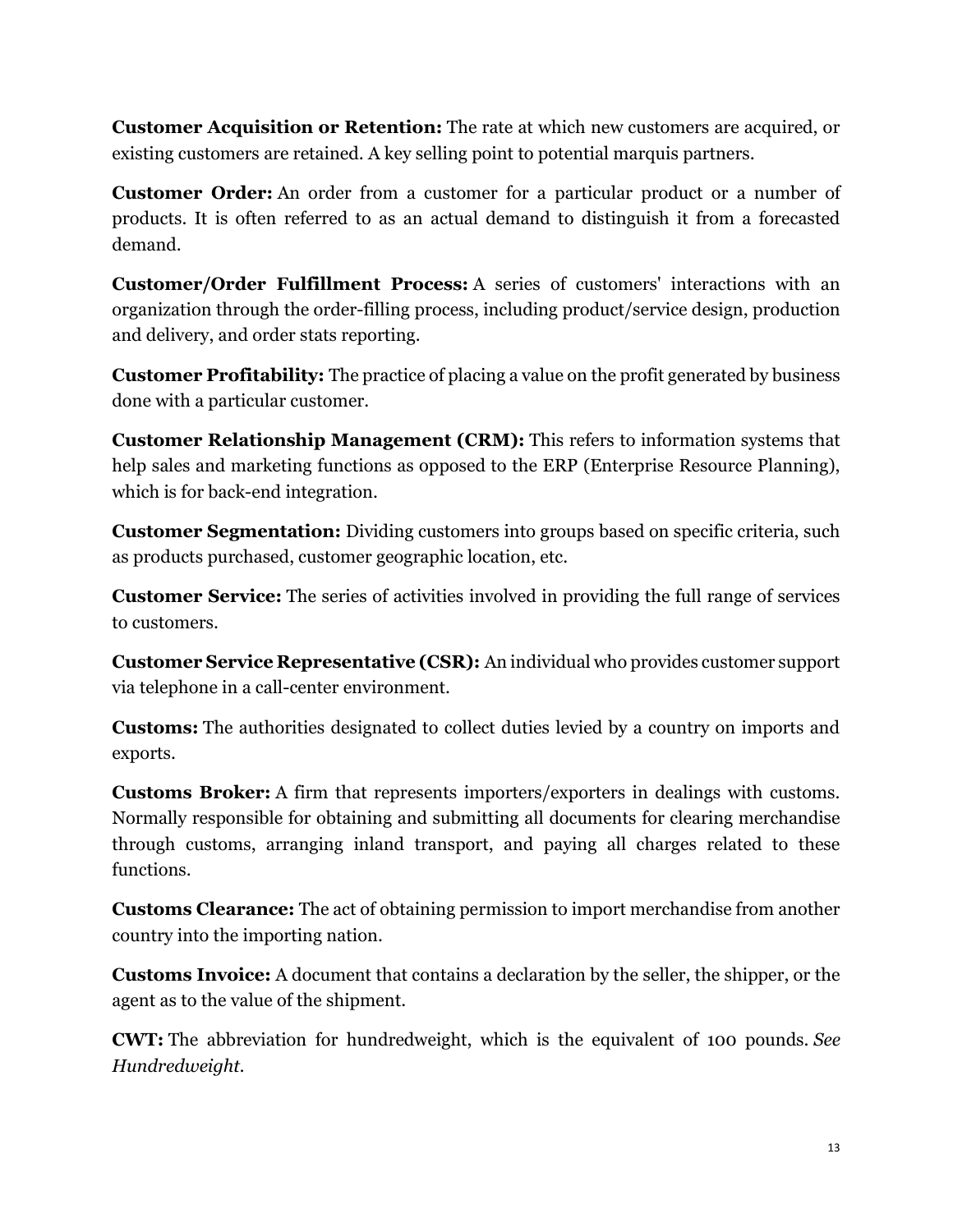**Customer Acquisition or Retention:** The rate at which new customers are acquired, or existing customers are retained. A key selling point to potential marquis partners.

**Customer Order:** An order from a customer for a particular product or a number of products. It is often referred to as an actual demand to distinguish it from a forecasted demand.

**Customer/Order Fulfillment Process:** A series of customers' interactions with an organization through the order-filling process, including product/service design, production and delivery, and order stats reporting.

**Customer Profitability:** The practice of placing a value on the profit generated by business done with a particular customer.

**Customer Relationship Management (CRM):** This refers to information systems that help sales and marketing functions as opposed to the ERP (Enterprise Resource Planning), which is for back-end integration.

**Customer Segmentation:** Dividing customers into groups based on specific criteria, such as products purchased, customer geographic location, etc.

**Customer Service:** The series of activities involved in providing the full range of services to customers.

**Customer Service Representative (CSR):** An individual who provides customer support via telephone in a call-center environment.

**Customs:** The authorities designated to collect duties levied by a country on imports and exports.

**Customs Broker:** A firm that represents importers/exporters in dealings with customs. Normally responsible for obtaining and submitting all documents for clearing merchandise through customs, arranging inland transport, and paying all charges related to these functions.

**Customs Clearance:** The act of obtaining permission to import merchandise from another country into the importing nation.

**Customs Invoice:** A document that contains a declaration by the seller, the shipper, or the agent as to the value of the shipment.

**CWT:** The abbreviation for hundredweight, which is the equivalent of 100 pounds. *See Hundredweight.*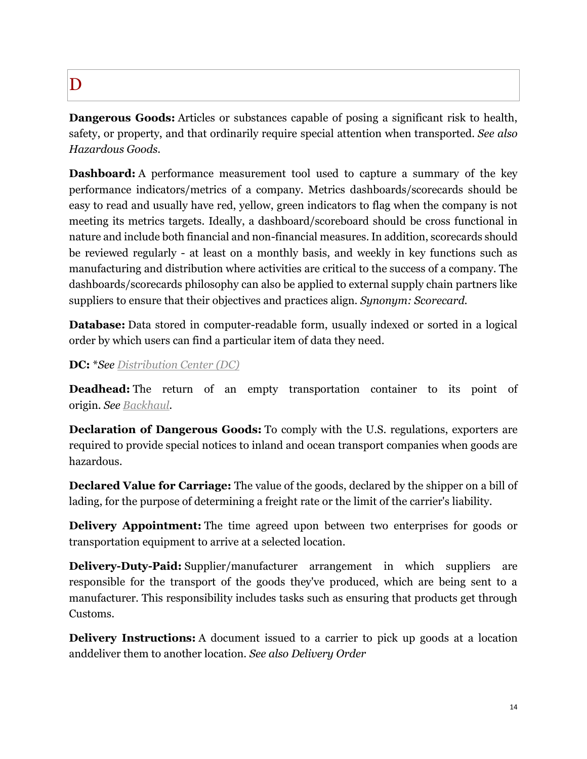# D

**Dangerous Goods:** Articles or substances capable of posing a significant risk to health, safety, or property, and that ordinarily require special attention when transported. *See also Hazardous Goods.*

**Dashboard:** A performance measurement tool used to capture a summary of the key performance indicators/metrics of a company. Metrics dashboards/scorecards should be easy to read and usually have red, yellow, green indicators to flag when the company is not meeting its metrics targets. Ideally, a dashboard/scoreboard should be cross functional in nature and include both financial and non-financial measures. In addition, scorecards should be reviewed regularly - at least on a monthly basis, and weekly in key functions such as manufacturing and distribution where activities are critical to the success of a company. The dashboards/scorecards philosophy can also be applied to external supply chain partners like suppliers to ensure that their objectives and practices align. *Synonym: Scorecard.*

**Database:** Data stored in computer-readable form, usually indexed or sorted in a logical order by which users can find a particular item of data they need.

**DC:** **See* *Distribution Center (DC)*

**Deadhead:** The return of an empty transportation container to its point of origin. *See Backhaul*.

**Declaration of Dangerous Goods:** To comply with the U.S. regulations, exporters are required to provide special notices to inland and ocean transport companies when goods are hazardous.

**Declared Value for Carriage:** The value of the goods, declared by the shipper on a bill of lading, for the purpose of determining a freight rate or the limit of the carrier's liability.

**Delivery Appointment:** The time agreed upon between two enterprises for goods or transportation equipment to arrive at a selected location.

**Delivery-Duty-Paid:** Supplier/manufacturer arrangement in which suppliers are responsible for the transport of the goods they've produced, which are being sent to a manufacturer. This responsibility includes tasks such as ensuring that products get through Customs.

**Delivery Instructions:** A document issued to a carrier to pick up goods at a location anddeliver them to another location. *See also Delivery Order*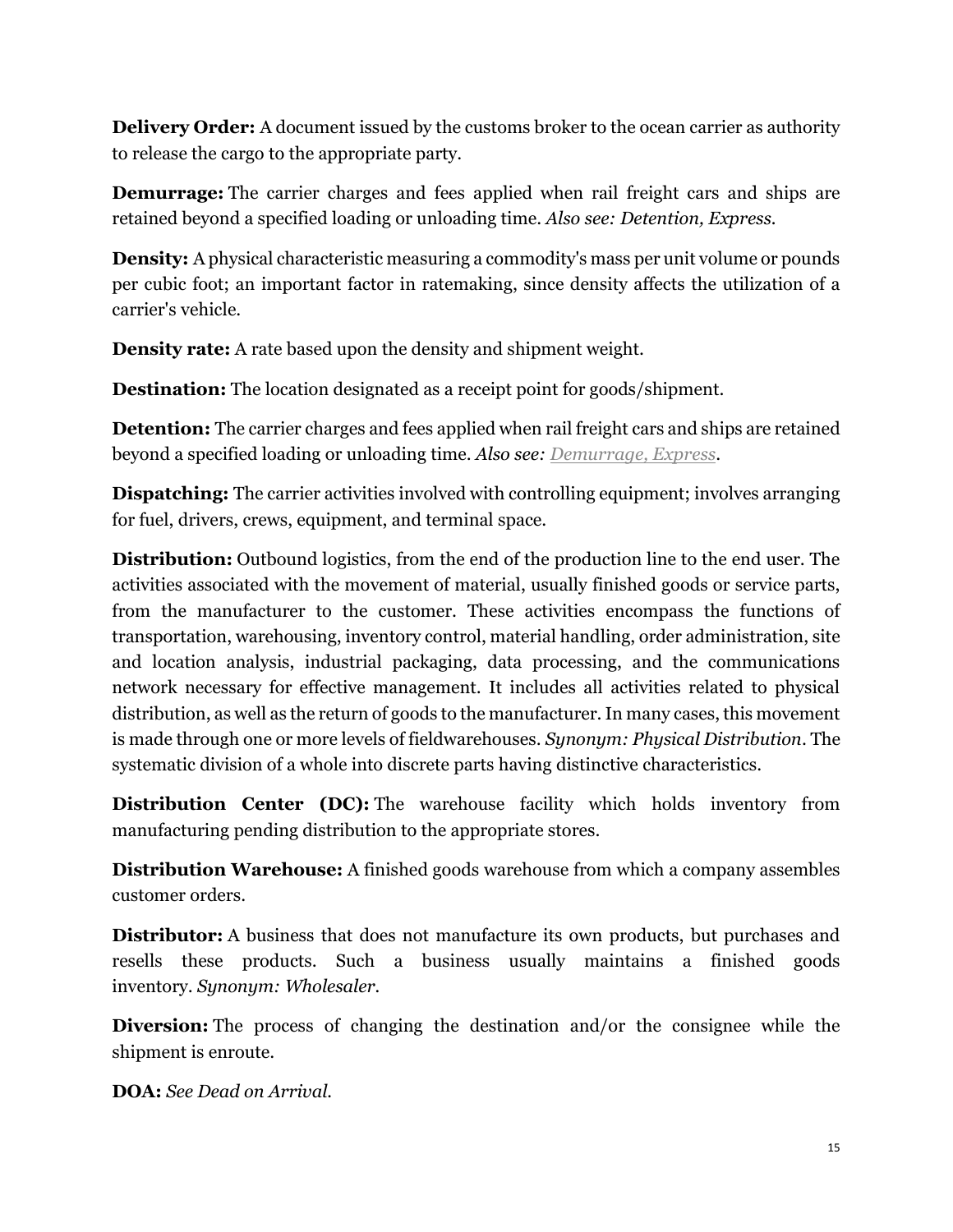**Delivery Order:** A document issued by the customs broker to the ocean carrier as authority to release the cargo to the appropriate party.

**Demurrage:** The carrier charges and fees applied when rail freight cars and ships are retained beyond a specified loading or unloading time. *Also see: Detention, Express.*

**Density:** A physical characteristic measuring a commodity's mass per unit volume or pounds per cubic foot; an important factor in ratemaking, since density affects the utilization of a carrier's vehicle.

**Density rate:** A rate based upon the density and shipment weight.

**Destination:** The location designated as a receipt point for goods/shipment.

**Detention:** The carrier charges and fees applied when rail freight cars and ships are retained beyond a specified loading or unloading time. *Also see: Demurrage, Express*.

**Dispatching:** The carrier activities involved with controlling equipment; involves arranging for fuel, drivers, crews, equipment, and terminal space.

**Distribution:** Outbound logistics, from the end of the production line to the end user. The activities associated with the movement of material, usually finished goods or service parts, from the manufacturer to the customer. These activities encompass the functions of transportation, warehousing, inventory control, material handling, order administration, site and location analysis, industrial packaging, data processing, and the communications network necessary for effective management. It includes all activities related to physical distribution, as well as the return of goods to the manufacturer. In many cases, this movement is made through one or more levels of fieldwarehouses. *Synonym: Physical Distribution*. The systematic division of a whole into discrete parts having distinctive characteristics.

**Distribution Center (DC):** The warehouse facility which holds inventory from manufacturing pending distribution to the appropriate stores.

**Distribution Warehouse:** A finished goods warehouse from which a company assembles customer orders.

**Distributor:** A business that does not manufacture its own products, but purchases and resells these products. Such a business usually maintains a finished goods inventory. *Synonym: Wholesaler.*

**Diversion:** The process of changing the destination and/or the consignee while the shipment is enroute.

**DOA:** *See Dead on Arrival.*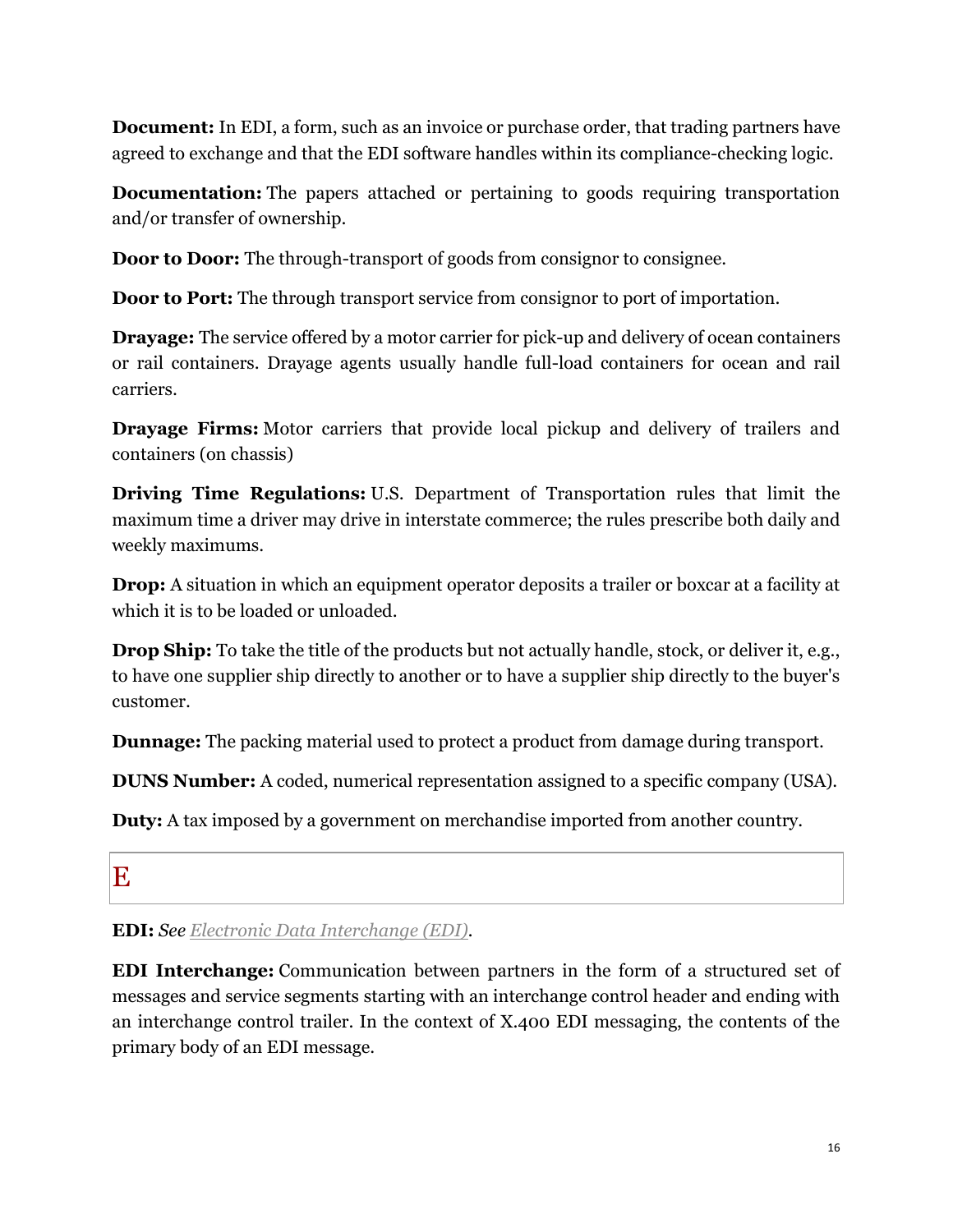**Document:** In EDI, a form, such as an invoice or purchase order, that trading partners have agreed to exchange and that the EDI software handles within its compliance-checking logic.

**Documentation:** The papers attached or pertaining to goods requiring transportation and/or transfer of ownership.

**Door to Door:** The through-transport of goods from consignor to consignee.

**Door to Port:** The through transport service from consignor to port of importation.

**Drayage:** The service offered by a motor carrier for pick-up and delivery of ocean containers or rail containers. Drayage agents usually handle full-load containers for ocean and rail carriers.

**Drayage Firms:** Motor carriers that provide local pickup and delivery of trailers and containers (on chassis)

**Driving Time Regulations:** U.S. Department of Transportation rules that limit the maximum time a driver may drive in interstate commerce; the rules prescribe both daily and weekly maximums.

**Drop:** A situation in which an equipment operator deposits a trailer or boxcar at a facility at which it is to be loaded or unloaded.

**Drop Ship:** To take the title of the products but not actually handle, stock, or deliver it, e.g., to have one supplier ship directly to another or to have a supplier ship directly to the buyer's customer.

**Dunnage:** The packing material used to protect a product from damage during transport.

**DUNS Number:** A coded, numerical representation assigned to a specific company (USA).

**Duty:** A tax imposed by a government on merchandise imported from another country.

## E

**EDI:** *See Electronic Data Interchange (EDI).*

**EDI Interchange:** Communication between partners in the form of a structured set of messages and service segments starting with an interchange control header and ending with an interchange control trailer. In the context of X.400 EDI messaging, the contents of the primary body of an EDI message.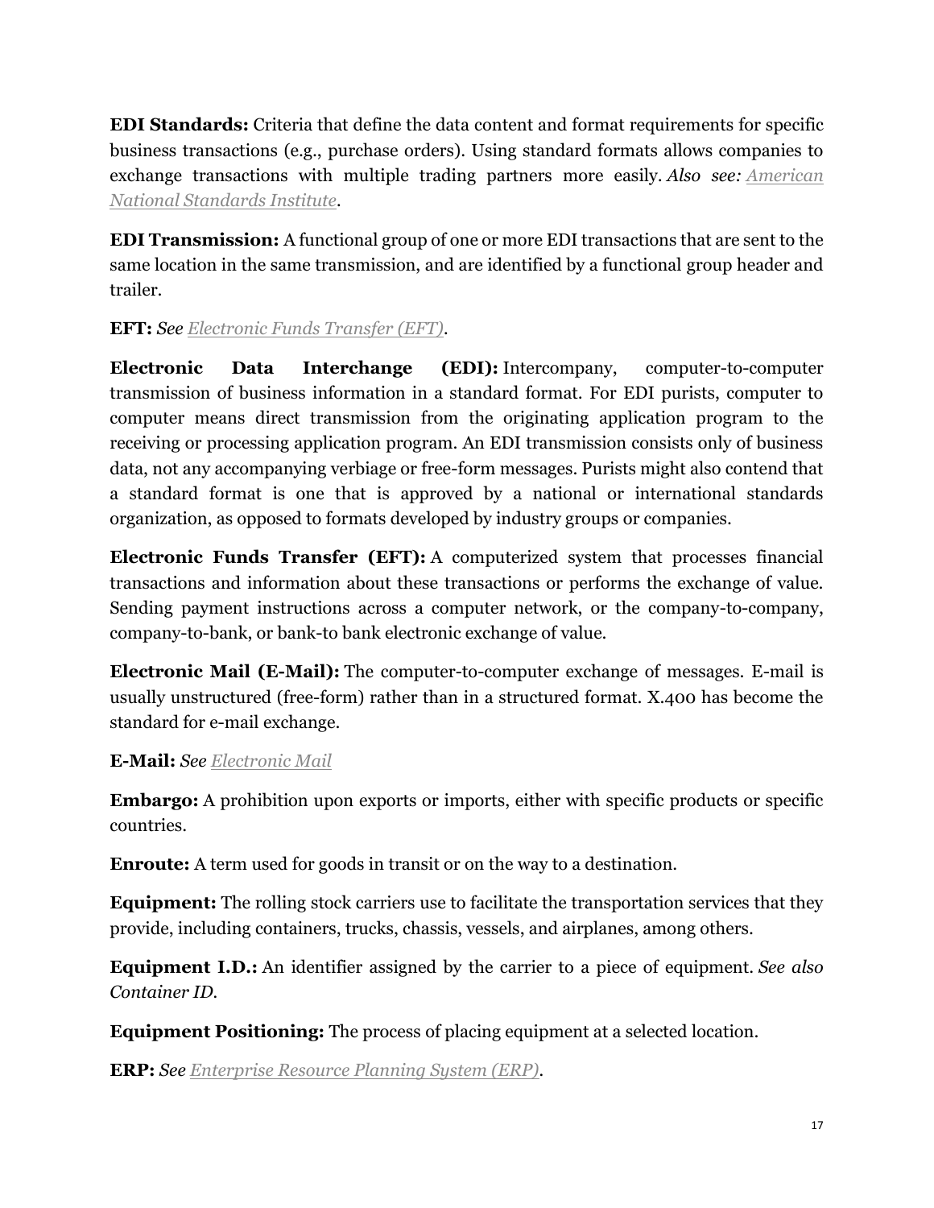**EDI Standards:** Criteria that define the data content and format requirements for specific business transactions (e.g., purchase orders). Using standard formats allows companies to exchange transactions with multiple trading partners more easily. *Also see: American National Standards Institute*.

**EDI Transmission:** A functional group of one or more EDI transactions that are sent to the same location in the same transmission, and are identified by a functional group header and trailer.

**EFT:** *See Electronic Funds Transfer (EFT)*.

**Electronic Data Interchange (EDI):** Intercompany, computer-to-computer transmission of business information in a standard format. For EDI purists, computer to computer means direct transmission from the originating application program to the receiving or processing application program. An EDI transmission consists only of business data, not any accompanying verbiage or free-form messages. Purists might also contend that a standard format is one that is approved by a national or international standards organization, as opposed to formats developed by industry groups or companies.

**Electronic Funds Transfer (EFT):** A computerized system that processes financial transactions and information about these transactions or performs the exchange of value. Sending payment instructions across a computer network, or the company-to-company, company-to-bank, or bank-to bank electronic exchange of value.

**Electronic Mail (E-Mail):** The computer-to-computer exchange of messages. E-mail is usually unstructured (free-form) rather than in a structured format. X.400 has become the standard for e-mail exchange.

**E-Mail:** *See Electronic Mail*

**Embargo:** A prohibition upon exports or imports, either with specific products or specific countries.

**Enroute:** A term used for goods in transit or on the way to a destination.

**Equipment:** The rolling stock carriers use to facilitate the transportation services that they provide, including containers, trucks, chassis, vessels, and airplanes, among others.

**Equipment I.D.:** An identifier assigned by the carrier to a piece of equipment. *See also Container ID.*

**Equipment Positioning:** The process of placing equipment at a selected location.

**ERP:** *See Enterprise Resource Planning System (ERP)*.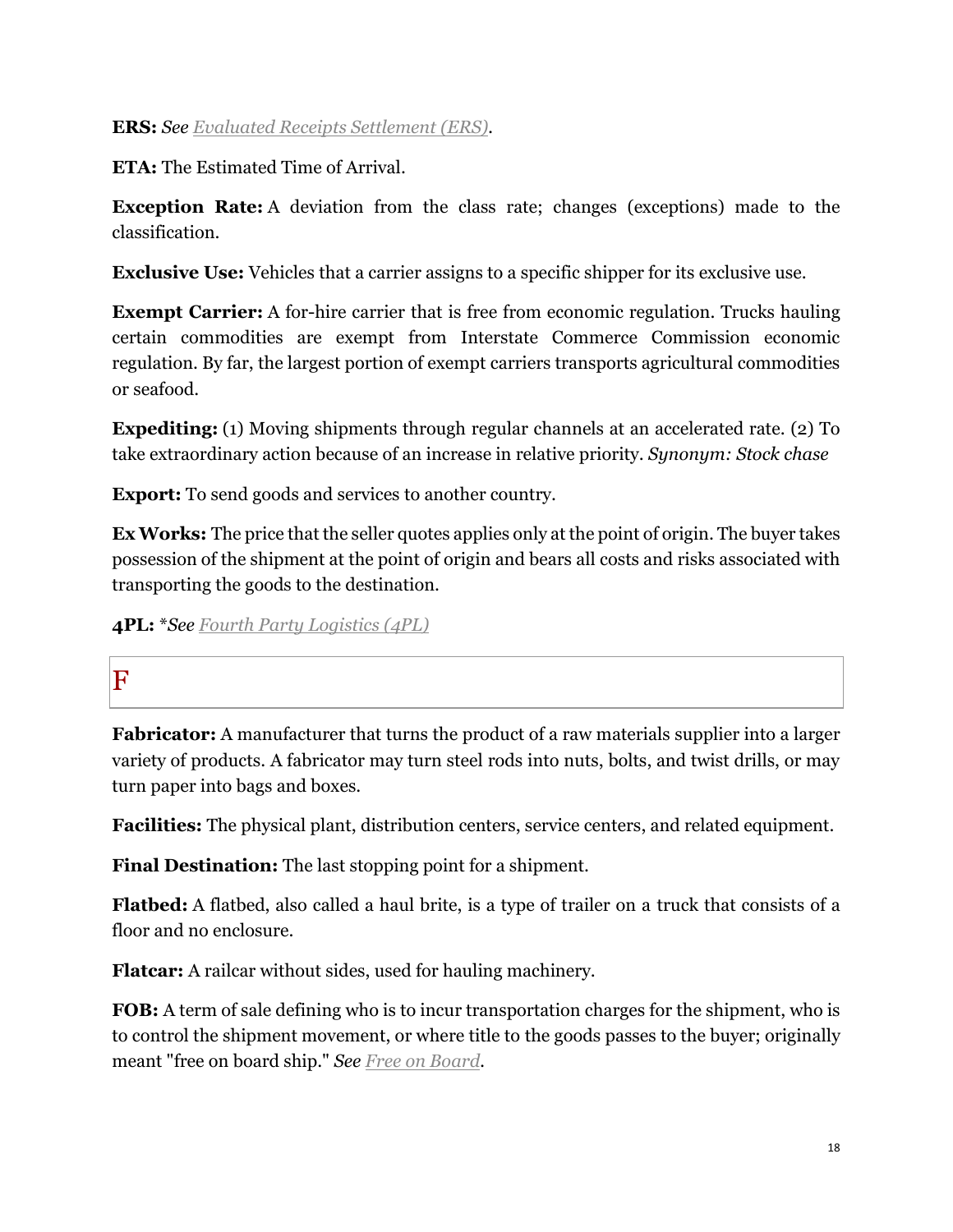**ERS:** *See Evaluated Receipts Settlement (ERS)*.

**ETA:** The Estimated Time of Arrival.

**Exception Rate:** A deviation from the class rate; changes (exceptions) made to the classification.

**Exclusive Use:** Vehicles that a carrier assigns to a specific shipper for its exclusive use.

**Exempt Carrier:** A for-hire carrier that is free from economic regulation. Trucks hauling certain commodities are exempt from Interstate Commerce Commission economic regulation. By far, the largest portion of exempt carriers transports agricultural commodities or seafood.

**Expediting:** (1) Moving shipments through regular channels at an accelerated rate. (2) To take extraordinary action because of an increase in relative priority. *Synonym: Stock chase*

**Export:** To send goods and services to another country.

**Ex Works:** The price that the seller quotes applies only at the point of origin. The buyer takes possession of the shipment at the point of origin and bears all costs and risks associated with transporting the goods to the destination.

**4PL:** **See Fourth Party Logistics (4PL)*

## F

**Fabricator:** A manufacturer that turns the product of a raw materials supplier into a larger variety of products. A fabricator may turn steel rods into nuts, bolts, and twist drills, or may turn paper into bags and boxes.

**Facilities:** The physical plant, distribution centers, service centers, and related equipment.

**Final Destination:** The last stopping point for a shipment.

**Flatbed:** A flatbed, also called a haul brite, is a type of trailer on a truck that consists of a floor and no enclosure.

**Flatcar:** A railcar without sides, used for hauling machinery.

**FOB:** A term of sale defining who is to incur transportation charges for the shipment, who is to control the shipment movement, or where title to the goods passes to the buyer; originally meant "free on board ship." *See Free on Board*.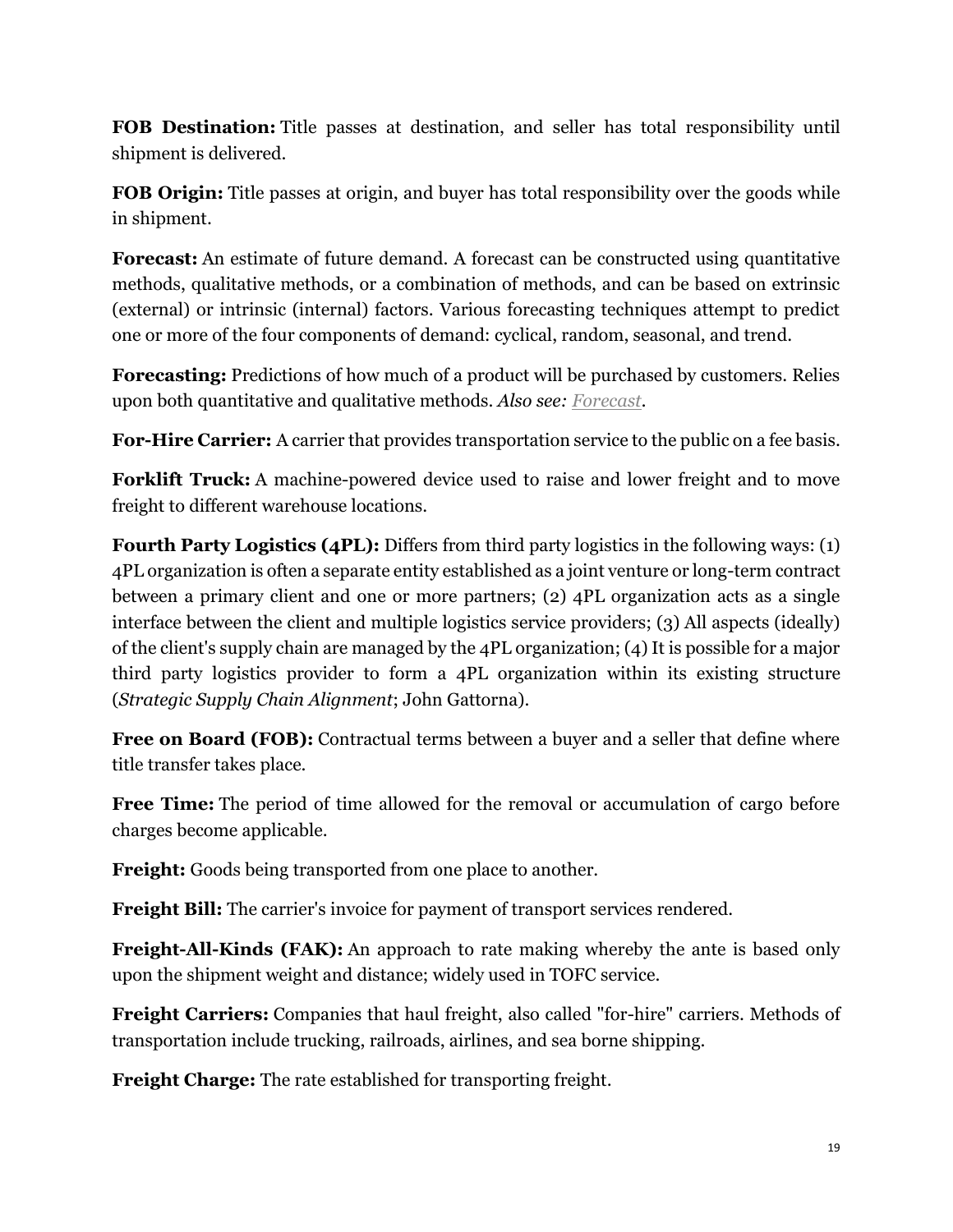**FOB Destination:** Title passes at destination, and seller has total responsibility until shipment is delivered.

**FOB Origin:** Title passes at origin, and buyer has total responsibility over the goods while in shipment.

**Forecast:** An estimate of future demand. A forecast can be constructed using quantitative methods, qualitative methods, or a combination of methods, and can be based on extrinsic (external) or intrinsic (internal) factors. Various forecasting techniques attempt to predict one or more of the four components of demand: cyclical, random, seasonal, and trend.

**Forecasting:** Predictions of how much of a product will be purchased by customers. Relies upon both quantitative and qualitative methods. *Also see: Forecast*.

**For-Hire Carrier:** A carrier that provides transportation service to the public on a fee basis.

**Forklift Truck:** A machine-powered device used to raise and lower freight and to move freight to different warehouse locations.

**Fourth Party Logistics (4PL):** Differs from third party logistics in the following ways: (1) 4PL organization is often a separate entity established as a joint venture or long-term contract between a primary client and one or more partners; (2) 4PL organization acts as a single interface between the client and multiple logistics service providers; (3) All aspects (ideally) of the client's supply chain are managed by the 4PL organization; (4) It is possible for a major third party logistics provider to form a 4PL organization within its existing structure (*Strategic Supply Chain Alignment*; John Gattorna).

**Free on Board (FOB):** Contractual terms between a buyer and a seller that define where title transfer takes place.

**Free Time:** The period of time allowed for the removal or accumulation of cargo before charges become applicable.

**Freight:** Goods being transported from one place to another.

**Freight Bill:** The carrier's invoice for payment of transport services rendered.

**Freight-All-Kinds (FAK):** An approach to rate making whereby the ante is based only upon the shipment weight and distance; widely used in TOFC service.

**Freight Carriers:** Companies that haul freight, also called "for-hire" carriers. Methods of transportation include trucking, railroads, airlines, and sea borne shipping.

**Freight Charge:** The rate established for transporting freight.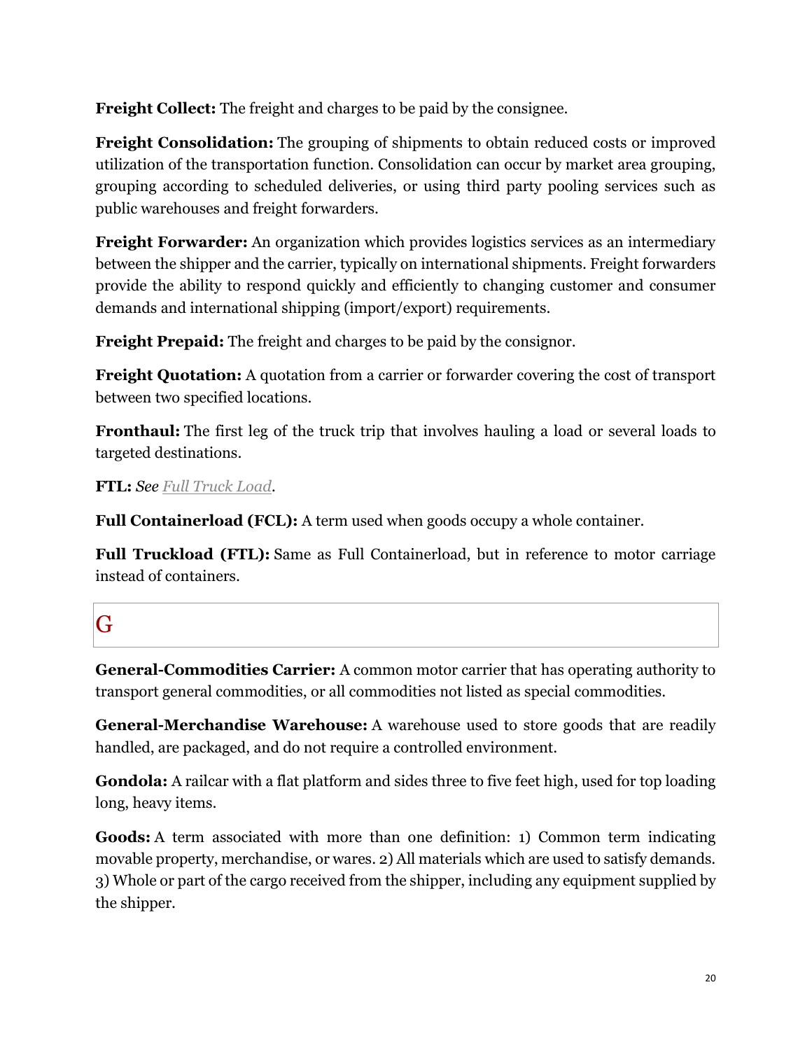**Freight Collect:** The freight and charges to be paid by the consignee.

**Freight Consolidation:** The grouping of shipments to obtain reduced costs or improved utilization of the transportation function. Consolidation can occur by market area grouping, grouping according to scheduled deliveries, or using third party pooling services such as public warehouses and freight forwarders.

**Freight Forwarder:** An organization which provides logistics services as an intermediary between the shipper and the carrier, typically on international shipments. Freight forwarders provide the ability to respond quickly and efficiently to changing customer and consumer demands and international shipping (import/export) requirements.

**Freight Prepaid:** The freight and charges to be paid by the consignor.

**Freight Quotation:** A quotation from a carrier or forwarder covering the cost of transport between two specified locations.

**Fronthaul:** The first leg of the truck trip that involves hauling a load or several loads to targeted destinations.

**FTL:** *See Full Truck Load*.

**Full Containerload (FCL):** A term used when goods occupy a whole container.

**Full Truckload (FTL):** Same as Full Containerload, but in reference to motor carriage instead of containers.

## G

**General-Commodities Carrier:** A common motor carrier that has operating authority to transport general commodities, or all commodities not listed as special commodities.

**General-Merchandise Warehouse:** A warehouse used to store goods that are readily handled, are packaged, and do not require a controlled environment.

**Gondola:** A railcar with a flat platform and sides three to five feet high, used for top loading long, heavy items.

**Goods:** A term associated with more than one definition: 1) Common term indicating movable property, merchandise, or wares. 2) All materials which are used to satisfy demands. 3) Whole or part of the cargo received from the shipper, including any equipment supplied by the shipper.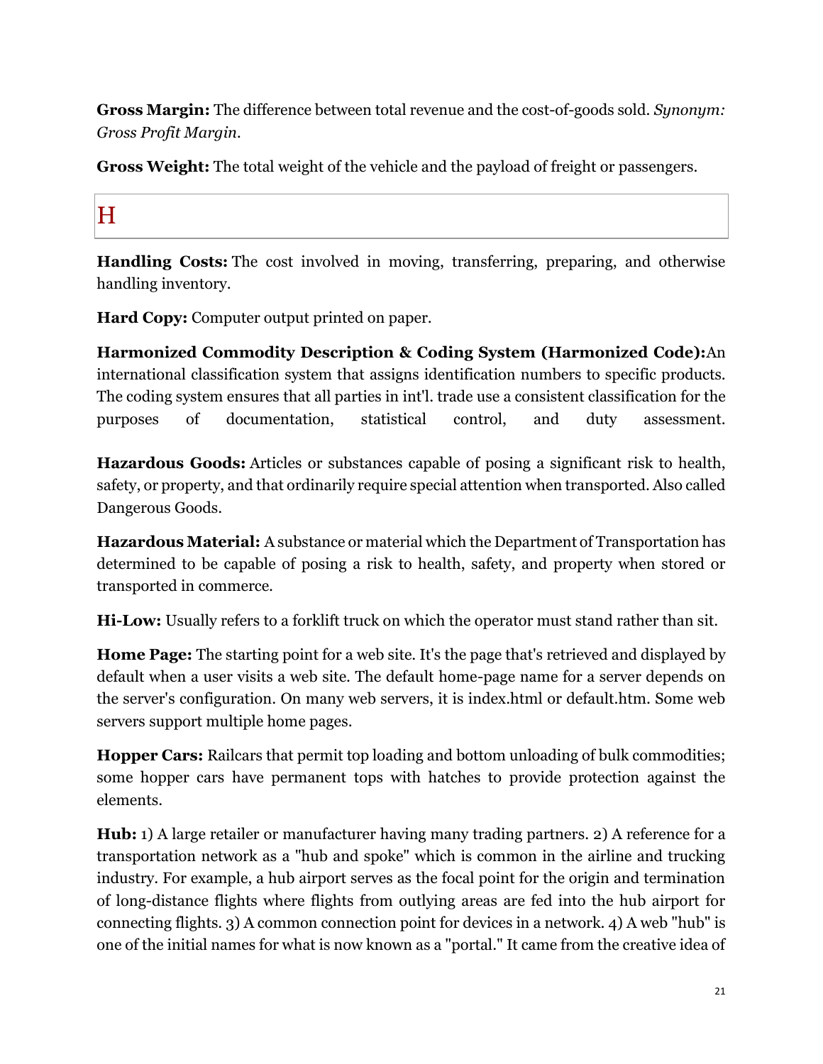**Gross Margin:** The difference between total revenue and the cost-of-goods sold. *Synonym: Gross Profit Margin.*

**Gross Weight:** The total weight of the vehicle and the payload of freight or passengers.

## H

**Handling Costs:** The cost involved in moving, transferring, preparing, and otherwise handling inventory.

**Hard Copy:** Computer output printed on paper.

**Harmonized Commodity Description & Coding System (Harmonized Code):** An international classification system that assigns identification numbers to specific products. The coding system ensures that all parties in int'l. trade use a consistent classification for the purposes of documentation, statistical control, and duty assessment.

**Hazardous Goods:** Articles or substances capable of posing a significant risk to health, safety, or property, and that ordinarily require special attention when transported. Also called Dangerous Goods.

**Hazardous Material:** A substance or material which the Department of Transportation has determined to be capable of posing a risk to health, safety, and property when stored or transported in commerce.

**Hi-Low:** Usually refers to a forklift truck on which the operator must stand rather than sit.

**Home Page:** The starting point for a web site. It's the page that's retrieved and displayed by default when a user visits a web site. The default home-page name for a server depends on the server's configuration. On many web servers, it is index.html or default.htm. Some web servers support multiple home pages.

**Hopper Cars:** Railcars that permit top loading and bottom unloading of bulk commodities; some hopper cars have permanent tops with hatches to provide protection against the elements.

**Hub:** 1) A large retailer or manufacturer having many trading partners. 2) A reference for a transportation network as a "hub and spoke" which is common in the airline and trucking industry. For example, a hub airport serves as the focal point for the origin and termination of long-distance flights where flights from outlying areas are fed into the hub airport for connecting flights. 3) A common connection point for devices in a network. 4) A web "hub" is one of the initial names for what is now known as a "portal." It came from the creative idea of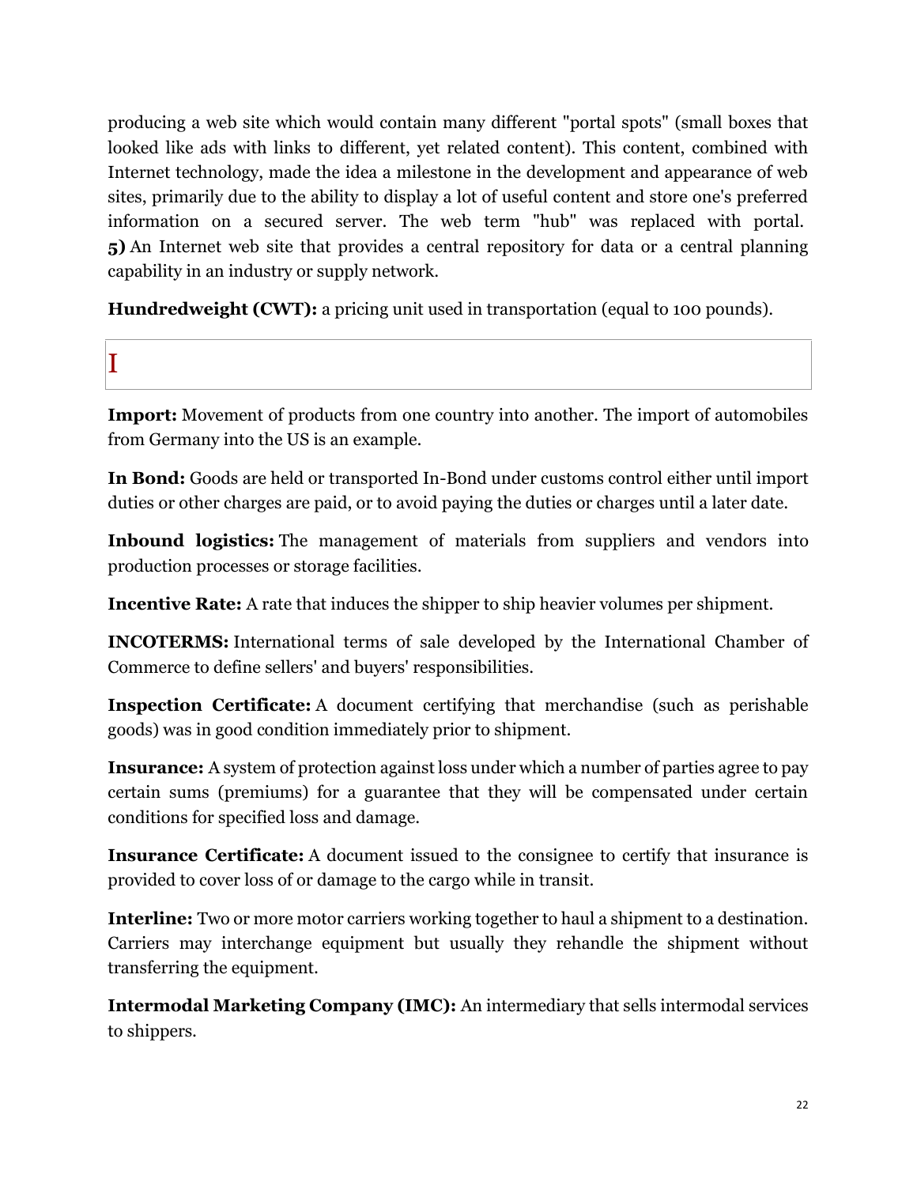producing a web site which would contain many different "portal spots" (small boxes that looked like ads with links to different, yet related content). This content, combined with Internet technology, made the idea a milestone in the development and appearance of web sites, primarily due to the ability to display a lot of useful content and store one's preferred information on a secured server. The web term "hub" was replaced with portal. **5)** An Internet web site that provides a central repository for data or a central planning capability in an industry or supply network.

**Hundredweight (CWT):** a pricing unit used in transportation (equal to 100 pounds).

## I

**Import:** Movement of products from one country into another. The import of automobiles from Germany into the US is an example.

**In Bond:** Goods are held or transported In-Bond under customs control either until import duties or other charges are paid, or to avoid paying the duties or charges until a later date.

**Inbound logistics:** The management of materials from suppliers and vendors into production processes or storage facilities.

**Incentive Rate:** A rate that induces the shipper to ship heavier volumes per shipment.

**INCOTERMS:** International terms of sale developed by the International Chamber of Commerce to define sellers' and buyers' responsibilities.

**Inspection Certificate:** A document certifying that merchandise (such as perishable goods) was in good condition immediately prior to shipment.

**Insurance:** A system of protection against loss under which a number of parties agree to pay certain sums (premiums) for a guarantee that they will be compensated under certain conditions for specified loss and damage.

**Insurance Certificate:** A document issued to the consignee to certify that insurance is provided to cover loss of or damage to the cargo while in transit.

**Interline:** Two or more motor carriers working together to haul a shipment to a destination. Carriers may interchange equipment but usually they rehandle the shipment without transferring the equipment.

**Intermodal Marketing Company (IMC):** An intermediary that sells intermodal services to shippers.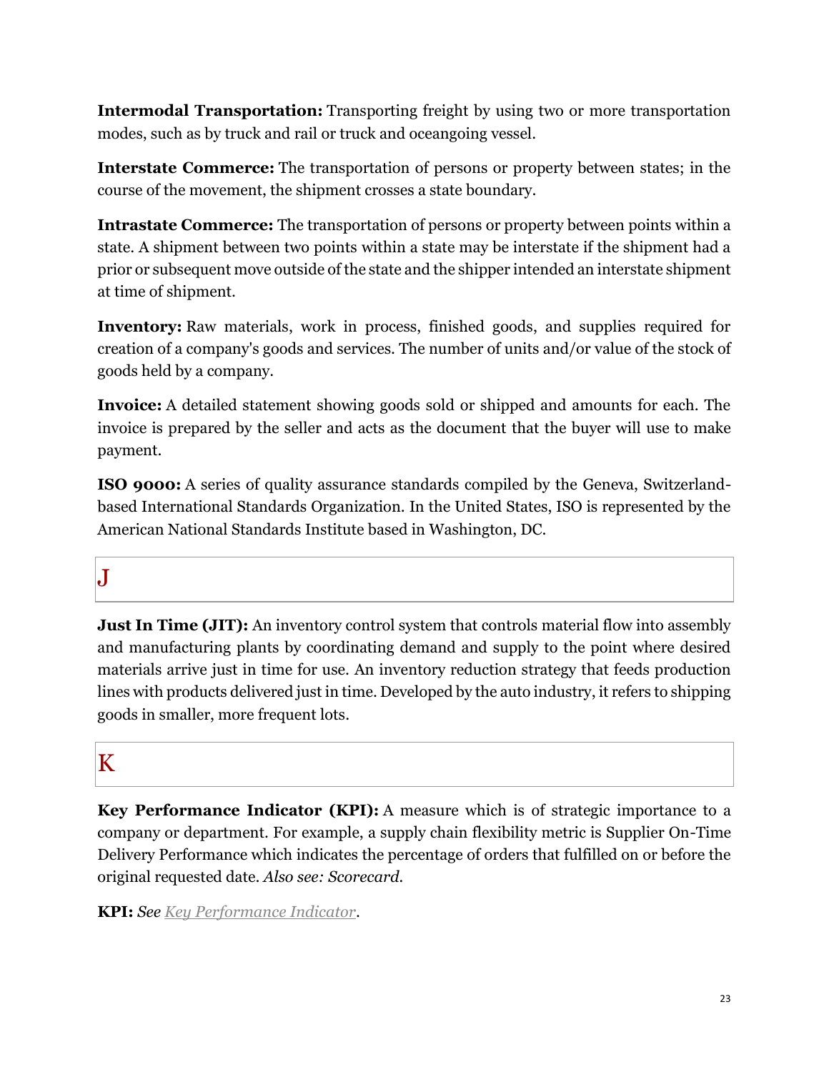**Intermodal Transportation:** Transporting freight by using two or more transportation modes, such as by truck and rail or truck and oceangoing vessel.

**Interstate Commerce:** The transportation of persons or property between states; in the course of the movement, the shipment crosses a state boundary.

**Intrastate Commerce:** The transportation of persons or property between points within a state. A shipment between two points within a state may be interstate if the shipment had a prior or subsequent move outside of the state and the shipper intended an interstate shipment at time of shipment.

**Inventory:** Raw materials, work in process, finished goods, and supplies required for creation of a company's goods and services. The number of units and/or value of the stock of goods held by a company.

**Invoice:** A detailed statement showing goods sold or shipped and amounts for each. The invoice is prepared by the seller and acts as the document that the buyer will use to make payment.

**ISO 9000:** A series of quality assurance standards compiled by the Geneva, Switzerland-based International Standards Organization. In the United States, ISO is represented by the American National Standards Institute based in Washington, DC.

## J

**Just In Time (JIT):** An inventory control system that controls material flow into assembly and manufacturing plants by coordinating demand and supply to the point where desired materials arrive just in time for use. An inventory reduction strategy that feeds production lines with products delivered just in time. Developed by the auto industry, it refers to shipping goods in smaller, more frequent lots.

## K

**Key Performance Indicator (KPI):** A measure which is of strategic importance to a company or department. For example, a supply chain flexibility metric is Supplier On-Time Delivery Performance which indicates the percentage of orders that fulfilled on or before the original requested date. *Also see: Scorecard.*

**KPI:** *See* *Key Performance Indicator*.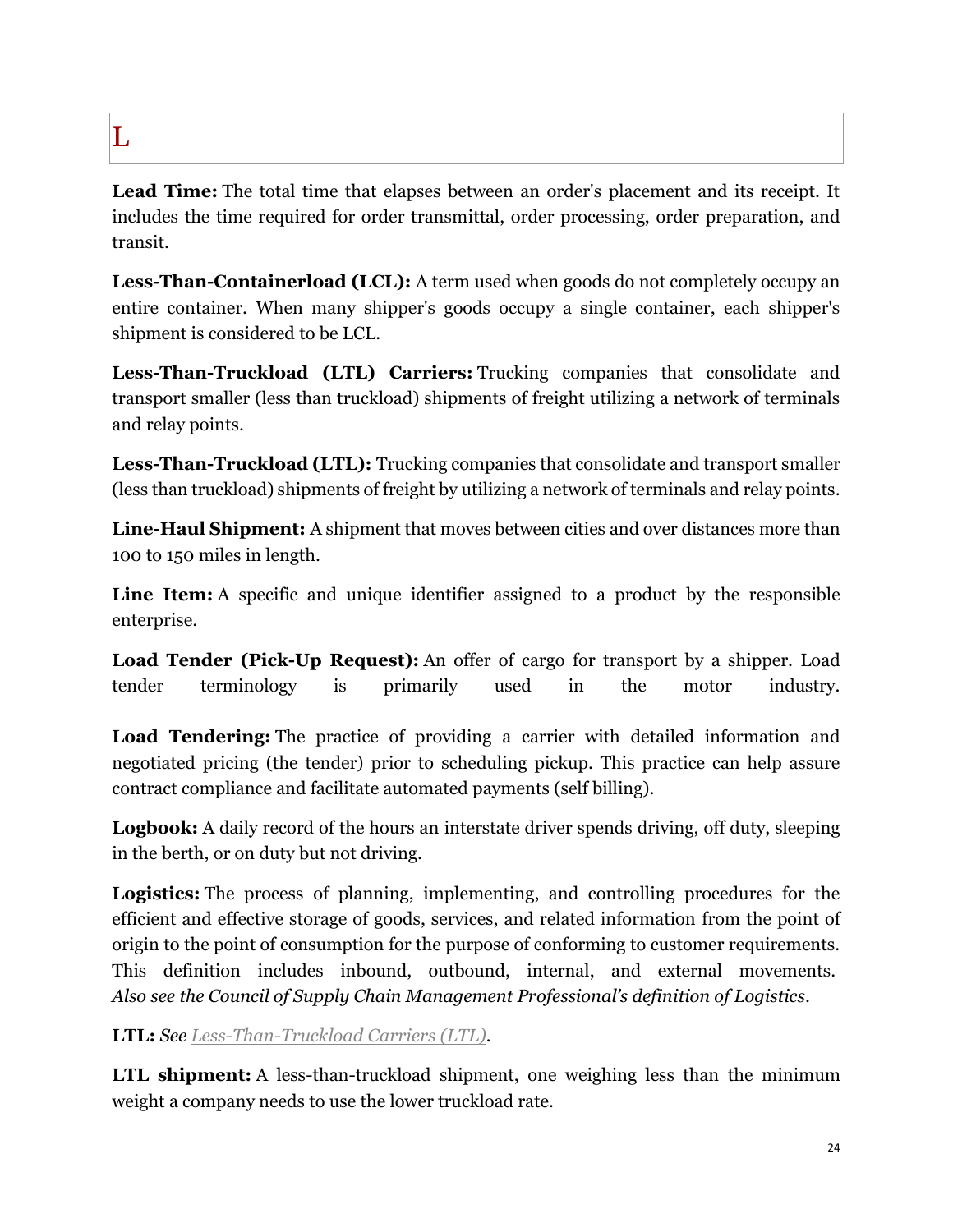# L

**Lead Time:** The total time that elapses between an order's placement and its receipt. It includes the time required for order transmittal, order processing, order preparation, and transit.

**Less-Than-Containerload (LCL):** A term used when goods do not completely occupy an entire container. When many shipper's goods occupy a single container, each shipper's shipment is considered to be LCL.

**Less-Than-Truckload (LTL) Carriers:** Trucking companies that consolidate and transport smaller (less than truckload) shipments of freight utilizing a network of terminals and relay points.

**Less-Than-Truckload (LTL):** Trucking companies that consolidate and transport smaller (less than truckload) shipments of freight by utilizing a network of terminals and relay points.

**Line-Haul Shipment:** A shipment that moves between cities and over distances more than 100 to 150 miles in length.

**Line Item:** A specific and unique identifier assigned to a product by the responsible enterprise.

**Load Tender (Pick-Up Request):** An offer of cargo for transport by a shipper. Load tender terminology is primarily used in the motor industry.

**Load Tendering:** The practice of providing a carrier with detailed information and negotiated pricing (the tender) prior to scheduling pickup. This practice can help assure contract compliance and facilitate automated payments (self billing).

**Logbook:** A daily record of the hours an interstate driver spends driving, off duty, sleeping in the berth, or on duty but not driving.

**Logistics:** The process of planning, implementing, and controlling procedures for the efficient and effective storage of goods, services, and related information from the point of origin to the point of consumption for the purpose of conforming to customer requirements. This definition includes inbound, outbound, internal, and external movements. *Also see the Council of Supply Chain Management Professional's definition of Logistics.*

**LTL:** *See Less-Than-Truckload Carriers (LTL).*

**LTL shipment:** A less-than-truckload shipment, one weighing less than the minimum weight a company needs to use the lower truckload rate.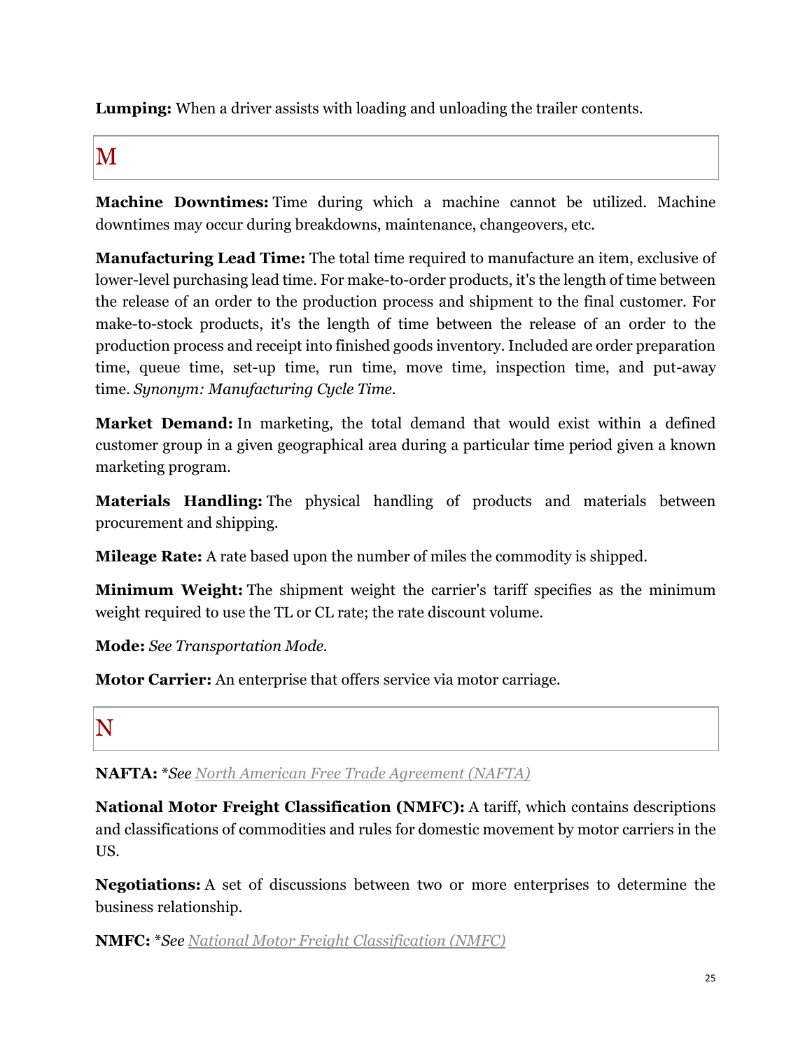**Lumping:** When a driver assists with loading and unloading the trailer contents.

## M

**Machine Downtimes:** Time during which a machine cannot be utilized. Machine downtimes may occur during breakdowns, maintenance, changeovers, etc.

**Manufacturing Lead Time:** The total time required to manufacture an item, exclusive of lower-level purchasing lead time. For make-to-order products, it's the length of time between the release of an order to the production process and shipment to the final customer. For make-to-stock products, it's the length of time between the release of an order to the production process and receipt into finished goods inventory. Included are order preparation time, queue time, set-up time, run time, move time, inspection time, and put-away time. *Synonym: Manufacturing Cycle Time.*

**Market Demand:** In marketing, the total demand that would exist within a defined customer group in a given geographical area during a particular time period given a known marketing program.

**Materials Handling:** The physical handling of products and materials between procurement and shipping.

**Mileage Rate:** A rate based upon the number of miles the commodity is shipped.

**Minimum Weight:** The shipment weight the carrier's tariff specifies as the minimum weight required to use the TL or CL rate; the rate discount volume.

**Mode:** *See Transportation Mode.*

**Motor Carrier:** An enterprise that offers service via motor carriage.

## N

**NAFTA:** **See* *North American Free Trade Agreement (NAFTA)*

**National Motor Freight Classification (NMFC):** A tariff, which contains descriptions and classifications of commodities and rules for domestic movement by motor carriers in the US.

**Negotiations:** A set of discussions between two or more enterprises to determine the business relationship.

**NMFC:** **See* *National Motor Freight Classification (NMFC)*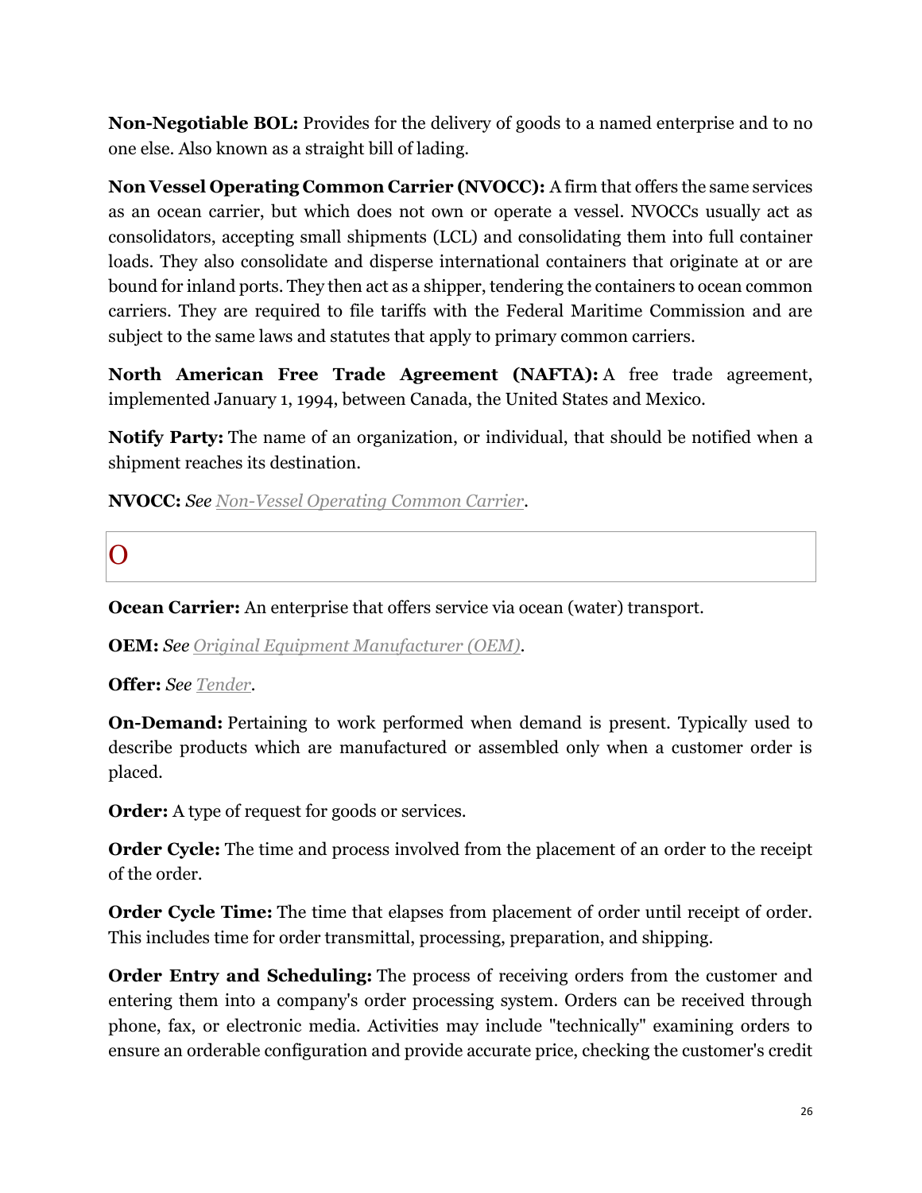**Non-Negotiable BOL:** Provides for the delivery of goods to a named enterprise and to no one else. Also known as a straight bill of lading.

**Non Vessel Operating Common Carrier (NVOCC):** A firm that offers the same services as an ocean carrier, but which does not own or operate a vessel. NVOCCs usually act as consolidators, accepting small shipments (LCL) and consolidating them into full container loads. They also consolidate and disperse international containers that originate at or are bound for inland ports. They then act as a shipper, tendering the containers to ocean common carriers. They are required to file tariffs with the Federal Maritime Commission and are subject to the same laws and statutes that apply to primary common carriers.

**North American Free Trade Agreement (NAFTA):** A free trade agreement, implemented January 1, 1994, between Canada, the United States and Mexico.

**Notify Party:** The name of an organization, or individual, that should be notified when a shipment reaches its destination.

**NVOCC:** *See Non-Vessel Operating Common Carrier*.

## O

**Ocean Carrier:** An enterprise that offers service via ocean (water) transport.

**OEM:** *See Original Equipment Manufacturer (OEM)*.

**Offer:** *See Tender*.

**On-Demand:** Pertaining to work performed when demand is present. Typically used to describe products which are manufactured or assembled only when a customer order is placed.

**Order:** A type of request for goods or services.

**Order Cycle:** The time and process involved from the placement of an order to the receipt of the order.

**Order Cycle Time:** The time that elapses from placement of order until receipt of order. This includes time for order transmittal, processing, preparation, and shipping.

**Order Entry and Scheduling:** The process of receiving orders from the customer and entering them into a company's order processing system. Orders can be received through phone, fax, or electronic media. Activities may include "technically" examining orders to ensure an orderable configuration and provide accurate price, checking the customer's credit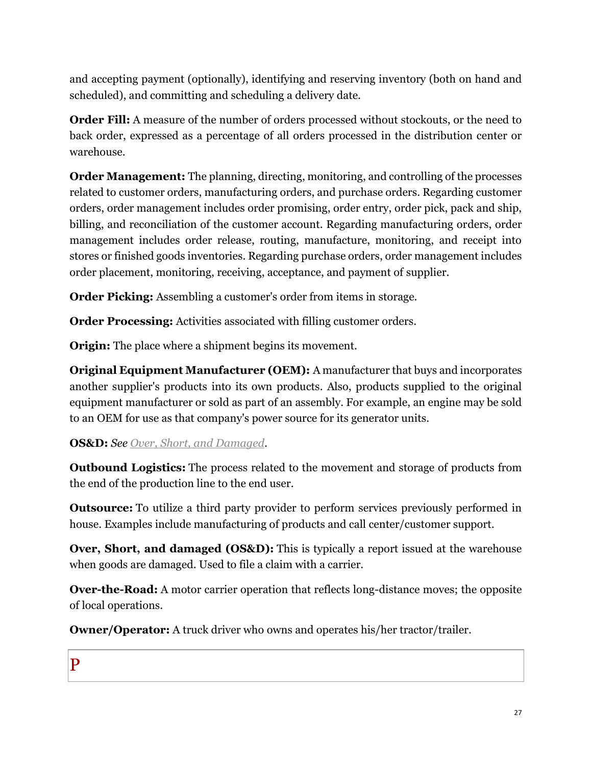and accepting payment (optionally), identifying and reserving inventory (both on hand and scheduled), and committing and scheduling a delivery date.

**Order Fill:** A measure of the number of orders processed without stockouts, or the need to back order, expressed as a percentage of all orders processed in the distribution center or warehouse.

**Order Management:** The planning, directing, monitoring, and controlling of the processes related to customer orders, manufacturing orders, and purchase orders. Regarding customer orders, order management includes order promising, order entry, order pick, pack and ship, billing, and reconciliation of the customer account. Regarding manufacturing orders, order management includes order release, routing, manufacture, monitoring, and receipt into stores or finished goods inventories. Regarding purchase orders, order management includes order placement, monitoring, receiving, acceptance, and payment of supplier.

**Order Picking:** Assembling a customer's order from items in storage.

**Order Processing:** Activities associated with filling customer orders.

**Origin:** The place where a shipment begins its movement.

**Original Equipment Manufacturer (OEM):** A manufacturer that buys and incorporates another supplier's products into its own products. Also, products supplied to the original equipment manufacturer or sold as part of an assembly. For example, an engine may be sold to an OEM for use as that company's power source for its generator units.

**OS&D:** *See Over, Short, and Damaged*.

**Outbound Logistics:** The process related to the movement and storage of products from the end of the production line to the end user.

**Outsource:** To utilize a third party provider to perform services previously performed in house. Examples include manufacturing of products and call center/customer support.

**Over, Short, and damaged (OS&D):** This is typically a report issued at the warehouse when goods are damaged. Used to file a claim with a carrier.

**Over-the-Road:** A motor carrier operation that reflects long-distance moves; the opposite of local operations.

**Owner/Operator:** A truck driver who owns and operates his/her tractor/trailer.

## P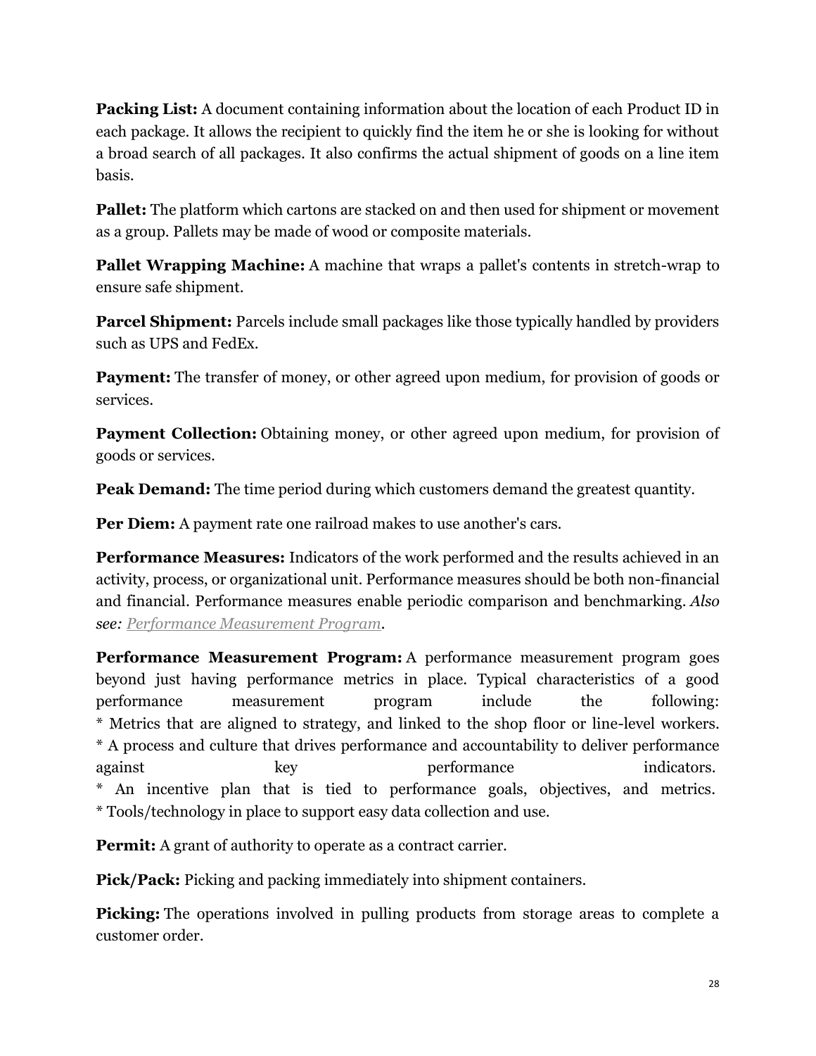**Packing List:** A document containing information about the location of each Product ID in each package. It allows the recipient to quickly find the item he or she is looking for without a broad search of all packages. It also confirms the actual shipment of goods on a line item basis.

**Pallet:** The platform which cartons are stacked on and then used for shipment or movement as a group. Pallets may be made of wood or composite materials.

**Pallet Wrapping Machine:** A machine that wraps a pallet's contents in stretch-wrap to ensure safe shipment.

**Parcel Shipment:** Parcels include small packages like those typically handled by providers such as UPS and FedEx.

**Payment:** The transfer of money, or other agreed upon medium, for provision of goods or services.

**Payment Collection:** Obtaining money, or other agreed upon medium, for provision of goods or services.

**Peak Demand:** The time period during which customers demand the greatest quantity.

**Per Diem:** A payment rate one railroad makes to use another's cars.

**Performance Measures:** Indicators of the work performed and the results achieved in an activity, process, or organizational unit. Performance measures should be both non-financial and financial. Performance measures enable periodic comparison and benchmarking. *Also see: Performance Measurement Program*.

**Performance Measurement Program:** A performance measurement program goes beyond just having performance metrics in place. Typical characteristics of a good performance measurement program include the following:
* Metrics that are aligned to strategy, and linked to the shop floor or line-level workers.
* A process and culture that drives performance and accountability to deliver performance against key performance indicators.
* An incentive plan that is tied to performance goals, objectives, and metrics.
* Tools/technology in place to support easy data collection and use.

**Permit:** A grant of authority to operate as a contract carrier.

**Pick/Pack:** Picking and packing immediately into shipment containers.

**Picking:** The operations involved in pulling products from storage areas to complete a customer order.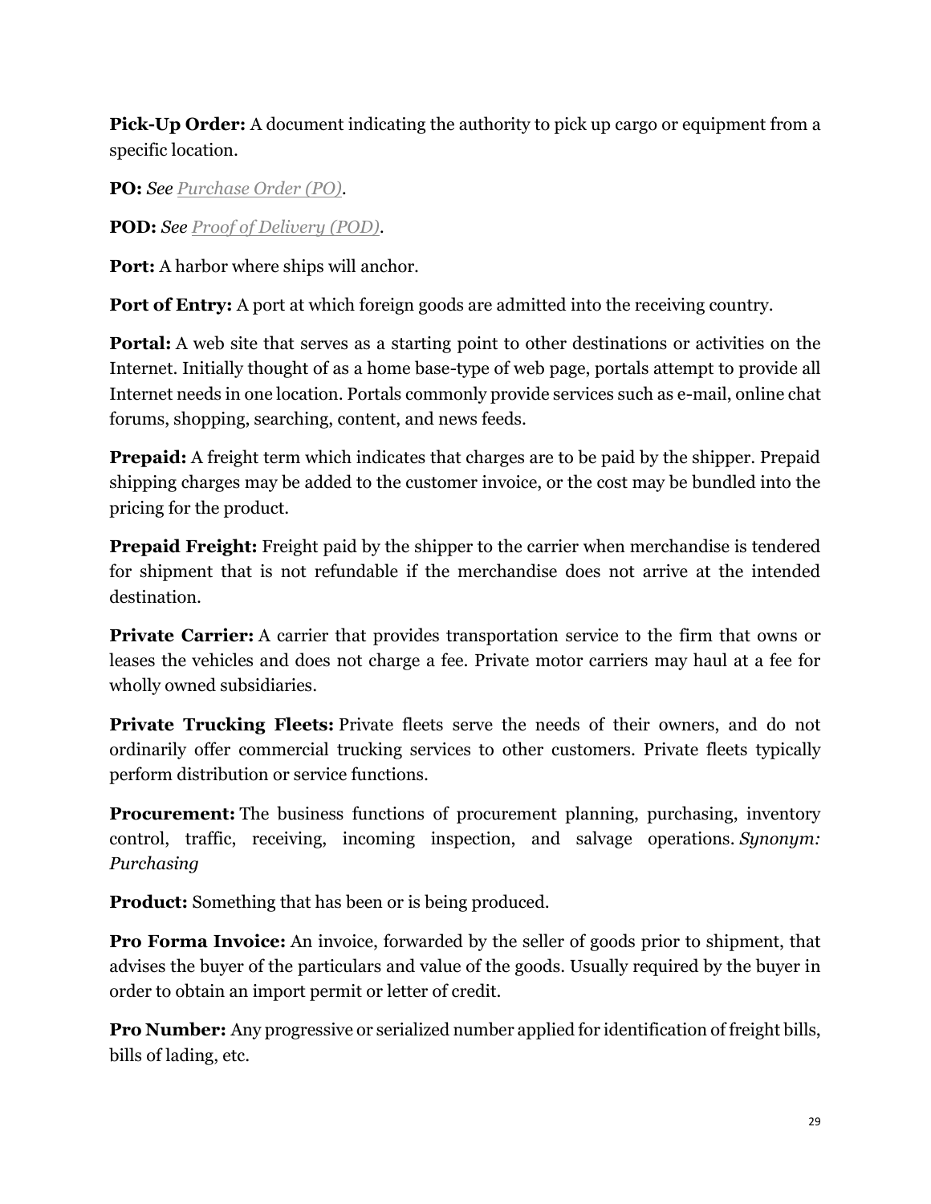**Pick-Up Order:** A document indicating the authority to pick up cargo or equipment from a specific location.

**PO:** *See [Purchase Order (PO)](#)*.

**POD:** *See [Proof of Delivery (POD)](#)*.

**Port:** A harbor where ships will anchor.

**Port of Entry:** A port at which foreign goods are admitted into the receiving country.

**Portal:** A web site that serves as a starting point to other destinations or activities on the Internet. Initially thought of as a home base-type of web page, portals attempt to provide all Internet needs in one location. Portals commonly provide services such as e-mail, online chat forums, shopping, searching, content, and news feeds.

**Prepaid:** A freight term which indicates that charges are to be paid by the shipper. Prepaid shipping charges may be added to the customer invoice, or the cost may be bundled into the pricing for the product.

**Prepaid Freight:** Freight paid by the shipper to the carrier when merchandise is tendered for shipment that is not refundable if the merchandise does not arrive at the intended destination.

**Private Carrier:** A carrier that provides transportation service to the firm that owns or leases the vehicles and does not charge a fee. Private motor carriers may haul at a fee for wholly owned subsidiaries.

**Private Trucking Fleets:** Private fleets serve the needs of their owners, and do not ordinarily offer commercial trucking services to other customers. Private fleets typically perform distribution or service functions.

**Procurement:** The business functions of procurement planning, purchasing, inventory control, traffic, receiving, incoming inspection, and salvage operations. *Synonym: Purchasing*

**Product:** Something that has been or is being produced.

**Pro Forma Invoice:** An invoice, forwarded by the seller of goods prior to shipment, that advises the buyer of the particulars and value of the goods. Usually required by the buyer in order to obtain an import permit or letter of credit.

**Pro Number:** Any progressive or serialized number applied for identification of freight bills, bills of lading, etc.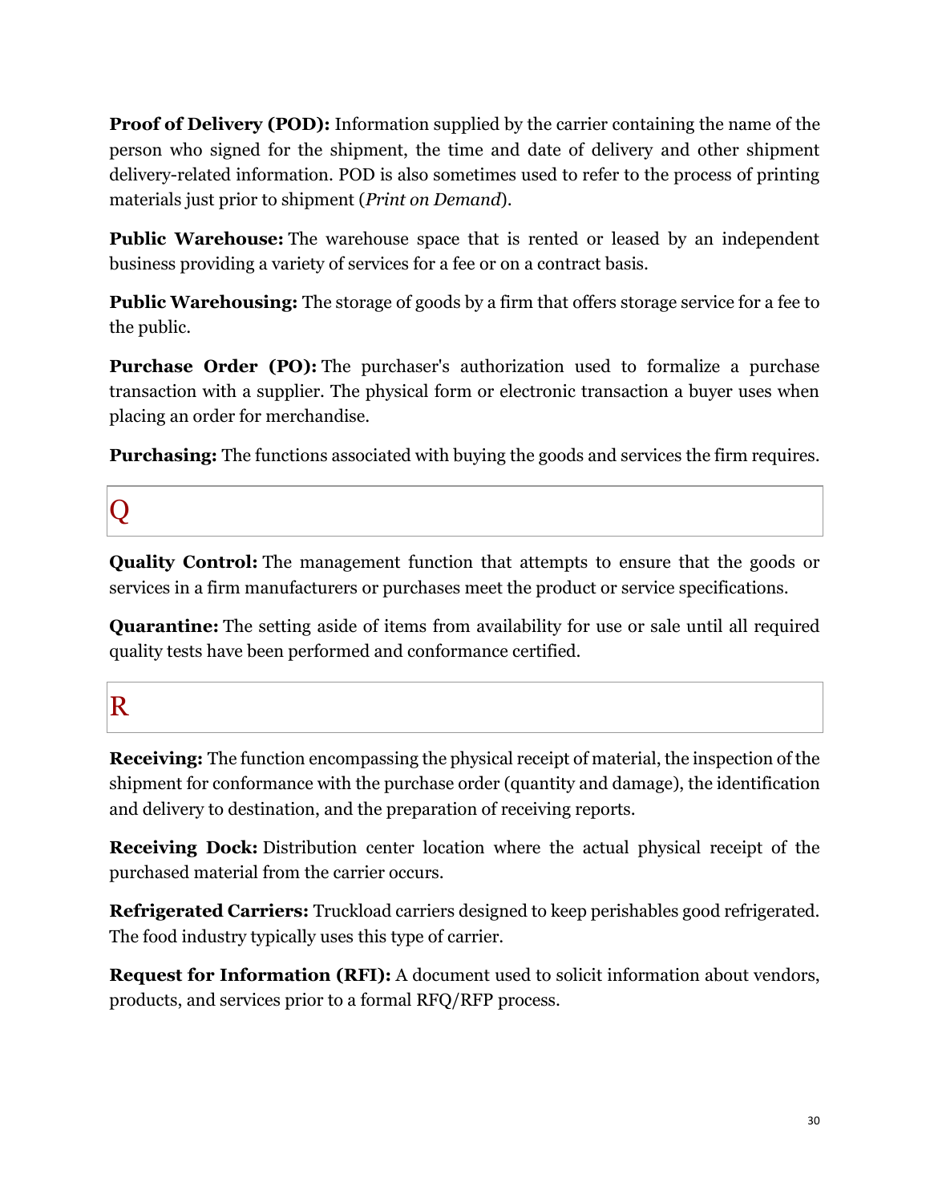**Proof of Delivery (POD):** Information supplied by the carrier containing the name of the person who signed for the shipment, the time and date of delivery and other shipment delivery-related information. POD is also sometimes used to refer to the process of printing materials just prior to shipment (*Print on Demand*).

**Public Warehouse:** The warehouse space that is rented or leased by an independent business providing a variety of services for a fee or on a contract basis.

**Public Warehousing:** The storage of goods by a firm that offers storage service for a fee to the public.

**Purchase Order (PO):** The purchaser's authorization used to formalize a purchase transaction with a supplier. The physical form or electronic transaction a buyer uses when placing an order for merchandise.

**Purchasing:** The functions associated with buying the goods and services the firm requires.

## Q

**Quality Control:** The management function that attempts to ensure that the goods or services in a firm manufacturers or purchases meet the product or service specifications.

**Quarantine:** The setting aside of items from availability for use or sale until all required quality tests have been performed and conformance certified.

## R

**Receiving:** The function encompassing the physical receipt of material, the inspection of the shipment for conformance with the purchase order (quantity and damage), the identification and delivery to destination, and the preparation of receiving reports.

**Receiving Dock:** Distribution center location where the actual physical receipt of the purchased material from the carrier occurs.

**Refrigerated Carriers:** Truckload carriers designed to keep perishables good refrigerated. The food industry typically uses this type of carrier.

**Request for Information (RFI):** A document used to solicit information about vendors, products, and services prior to a formal RFQ/RFP process.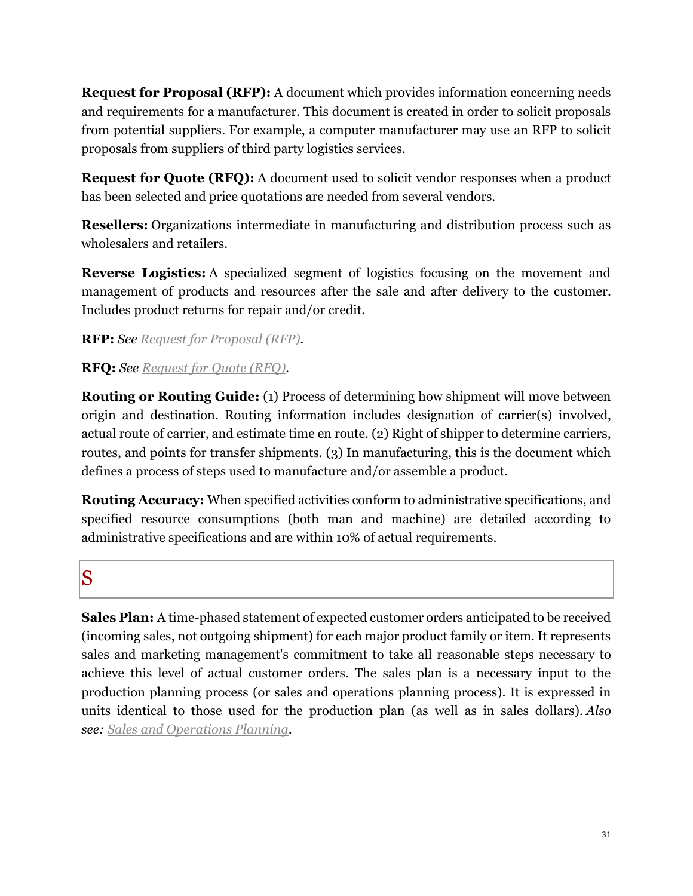**Request for Proposal (RFP):** A document which provides information concerning needs and requirements for a manufacturer. This document is created in order to solicit proposals from potential suppliers. For example, a computer manufacturer may use an RFP to solicit proposals from suppliers of third party logistics services.

**Request for Quote (RFQ):** A document used to solicit vendor responses when a product has been selected and price quotations are needed from several vendors.

**Resellers:** Organizations intermediate in manufacturing and distribution process such as wholesalers and retailers.

**Reverse Logistics:** A specialized segment of logistics focusing on the movement and management of products and resources after the sale and after delivery to the customer. Includes product returns for repair and/or credit.

**RFP:** *See* *Request for Proposal (RFP)*.

**RFQ:** *See* *Request for Quote (RFQ)*.

**Routing or Routing Guide:** (1) Process of determining how shipment will move between origin and destination. Routing information includes designation of carrier(s) involved, actual route of carrier, and estimate time en route. (2) Right of shipper to determine carriers, routes, and points for transfer shipments. (3) In manufacturing, this is the document which defines a process of steps used to manufacture and/or assemble a product.

**Routing Accuracy:** When specified activities conform to administrative specifications, and specified resource consumptions (both man and machine) are detailed according to administrative specifications and are within 10% of actual requirements.

## S

**Sales Plan:** A time-phased statement of expected customer orders anticipated to be received (incoming sales, not outgoing shipment) for each major product family or item. It represents sales and marketing management's commitment to take all reasonable steps necessary to achieve this level of actual customer orders. The sales plan is a necessary input to the production planning process (or sales and operations planning process). It is expressed in units identical to those used for the production plan (as well as in sales dollars). *Also see:* *Sales and Operations Planning*.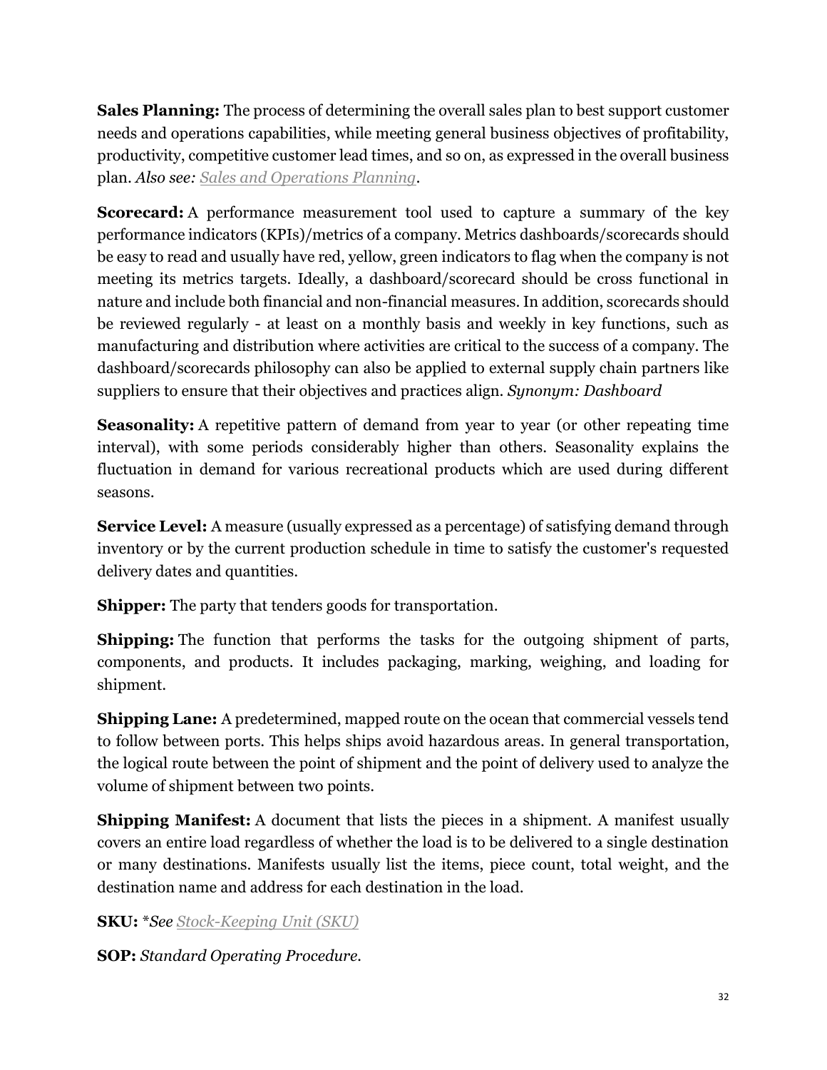**Sales Planning:** The process of determining the overall sales plan to best support customer needs and operations capabilities, while meeting general business objectives of profitability, productivity, competitive customer lead times, and so on, as expressed in the overall business plan. *Also see: Sales and Operations Planning*.

**Scorecard:** A performance measurement tool used to capture a summary of the key performance indicators (KPIs)/metrics of a company. Metrics dashboards/scorecards should be easy to read and usually have red, yellow, green indicators to flag when the company is not meeting its metrics targets. Ideally, a dashboard/scorecard should be cross functional in nature and include both financial and non-financial measures. In addition, scorecards should be reviewed regularly - at least on a monthly basis and weekly in key functions, such as manufacturing and distribution where activities are critical to the success of a company. The dashboard/scorecards philosophy can also be applied to external supply chain partners like suppliers to ensure that their objectives and practices align. *Synonym: Dashboard*

**Seasonality:** A repetitive pattern of demand from year to year (or other repeating time interval), with some periods considerably higher than others. Seasonality explains the fluctuation in demand for various recreational products which are used during different seasons.

**Service Level:** A measure (usually expressed as a percentage) of satisfying demand through inventory or by the current production schedule in time to satisfy the customer's requested delivery dates and quantities.

**Shipper:** The party that tenders goods for transportation.

**Shipping:** The function that performs the tasks for the outgoing shipment of parts, components, and products. It includes packaging, marking, weighing, and loading for shipment.

**Shipping Lane:** A predetermined, mapped route on the ocean that commercial vessels tend to follow between ports. This helps ships avoid hazardous areas. In general transportation, the logical route between the point of shipment and the point of delivery used to analyze the volume of shipment between two points.

**Shipping Manifest:** A document that lists the pieces in a shipment. A manifest usually covers an entire load regardless of whether the load is to be delivered to a single destination or many destinations. Manifests usually list the items, piece count, total weight, and the destination name and address for each destination in the load.

**SKU:** *\*See Stock-Keeping Unit (SKU)*

**SOP:** *Standard Operating Procedure.*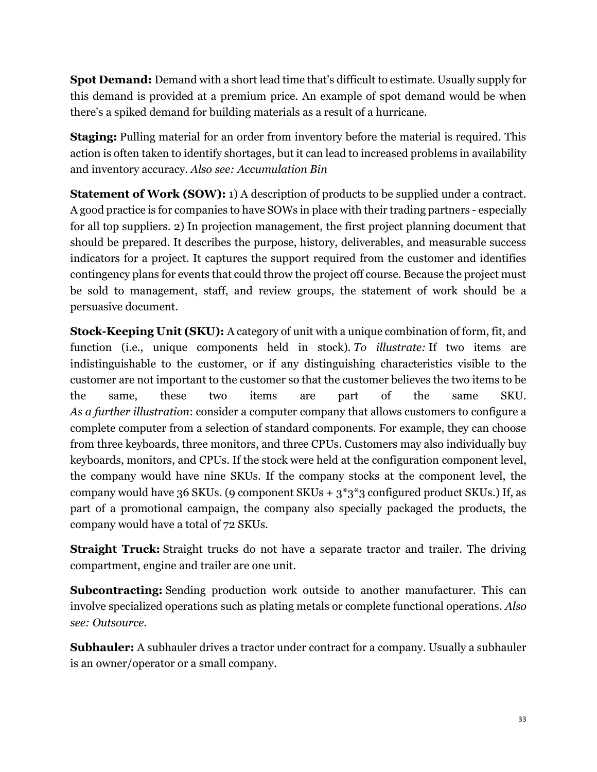**Spot Demand:** Demand with a short lead time that's difficult to estimate. Usually supply for this demand is provided at a premium price. An example of spot demand would be when there's a spiked demand for building materials as a result of a hurricane.

**Staging:** Pulling material for an order from inventory before the material is required. This action is often taken to identify shortages, but it can lead to increased problems in availability and inventory accuracy. *Also see: Accumulation Bin*

**Statement of Work (SOW):** 1) A description of products to be supplied under a contract. A good practice is for companies to have SOWs in place with their trading partners - especially for all top suppliers. 2) In projection management, the first project planning document that should be prepared. It describes the purpose, history, deliverables, and measurable success indicators for a project. It captures the support required from the customer and identifies contingency plans for events that could throw the project off course. Because the project must be sold to management, staff, and review groups, the statement of work should be a persuasive document.

**Stock-Keeping Unit (SKU):** A category of unit with a unique combination of form, fit, and function (i.e., unique components held in stock). *To illustrate:* If two items are indistinguishable to the customer, or if any distinguishing characteristics visible to the customer are not important to the customer so that the customer believes the two items to be the same, these two items are part of the same SKU. *As a further illustration*: consider a computer company that allows customers to configure a complete computer from a selection of standard components. For example, they can choose from three keyboards, three monitors, and three CPUs. Customers may also individually buy keyboards, monitors, and CPUs. If the stock were held at the configuration component level, the company would have nine SKUs. If the company stocks at the component level, the company would have 36 SKUs. (9 component SKUs + 3*3*3 configured product SKUs.) If, as part of a promotional campaign, the company also specially packaged the products, the company would have a total of 72 SKUs.

**Straight Truck:** Straight trucks do not have a separate tractor and trailer. The driving compartment, engine and trailer are one unit.

**Subcontracting:** Sending production work outside to another manufacturer. This can involve specialized operations such as plating metals or complete functional operations. *Also see: Outsource.*

**Subhauler:** A subhauler drives a tractor under contract for a company. Usually a subhauler is an owner/operator or a small company.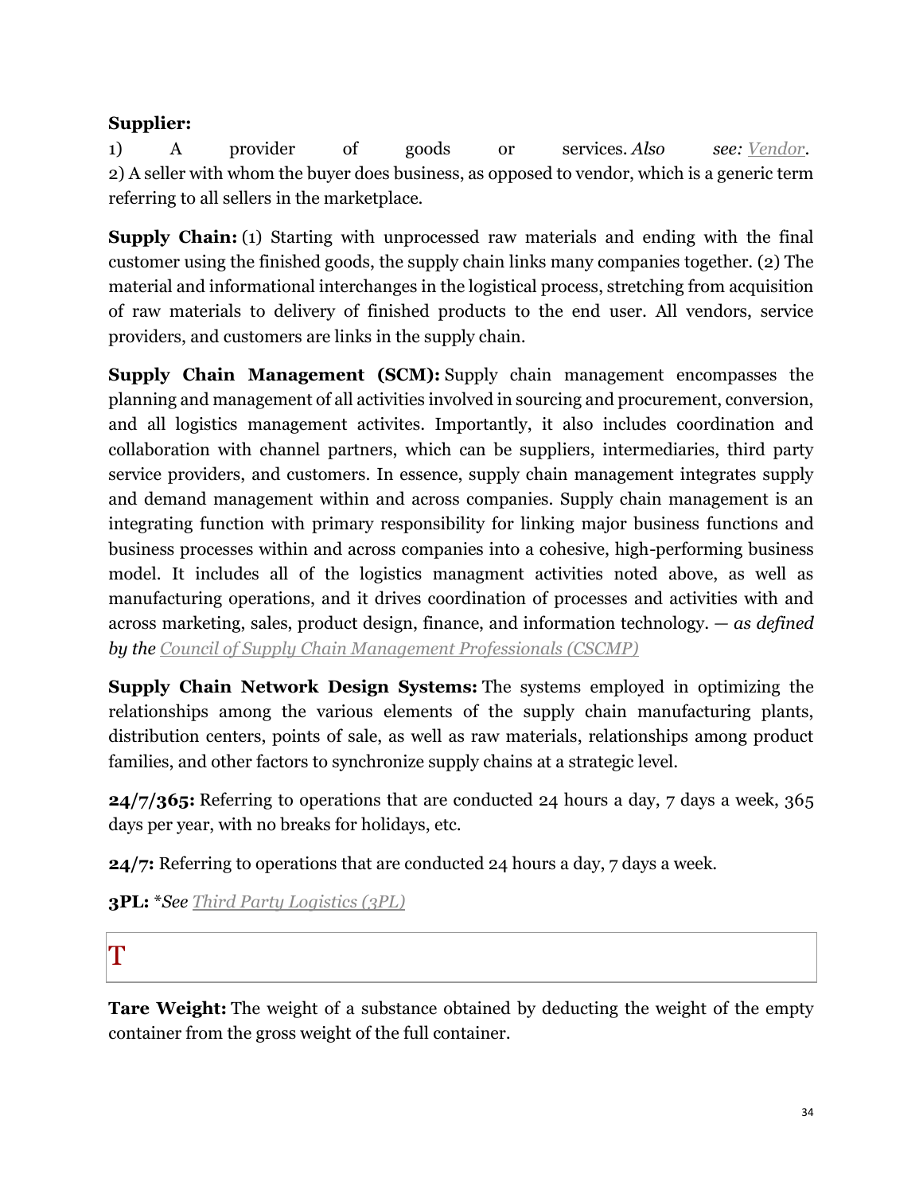**Supplier:**
1) A provider of goods or services. *Also see:* Vendor.
2) A seller with whom the buyer does business, as opposed to vendor, which is a generic term referring to all sellers in the marketplace.

**Supply Chain:** (1) Starting with unprocessed raw materials and ending with the final customer using the finished goods, the supply chain links many companies together. (2) The material and informational interchanges in the logistical process, stretching from acquisition of raw materials to delivery of finished products to the end user. All vendors, service providers, and customers are links in the supply chain.

**Supply Chain Management (SCM):** Supply chain management encompasses the planning and management of all activities involved in sourcing and procurement, conversion, and all logistics management activites. Importantly, it also includes coordination and collaboration with channel partners, which can be suppliers, intermediaries, third party service providers, and customers. In essence, supply chain management integrates supply and demand management within and across companies. Supply chain management is an integrating function with primary responsibility for linking major business functions and business processes within and across companies into a cohesive, high-performing business model. It includes all of the logistics managment activities noted above, as well as manufacturing operations, and it drives coordination of processes and activities with and across marketing, sales, product design, finance, and information technology. — *as defined by the* Council of Supply Chain Management Professionals (CSCMP)

**Supply Chain Network Design Systems:** The systems employed in optimizing the relationships among the various elements of the supply chain manufacturing plants, distribution centers, points of sale, as well as raw materials, relationships among product families, and other factors to synchronize supply chains at a strategic level.

**24/7/365:** Referring to operations that are conducted 24 hours a day, 7 days a week, 365 days per year, with no breaks for holidays, etc.

**24/7:** Referring to operations that are conducted 24 hours a day, 7 days a week.

**3PL:** **See* Third Party Logistics (3PL)

## T

**Tare Weight:** The weight of a substance obtained by deducting the weight of the empty container from the gross weight of the full container.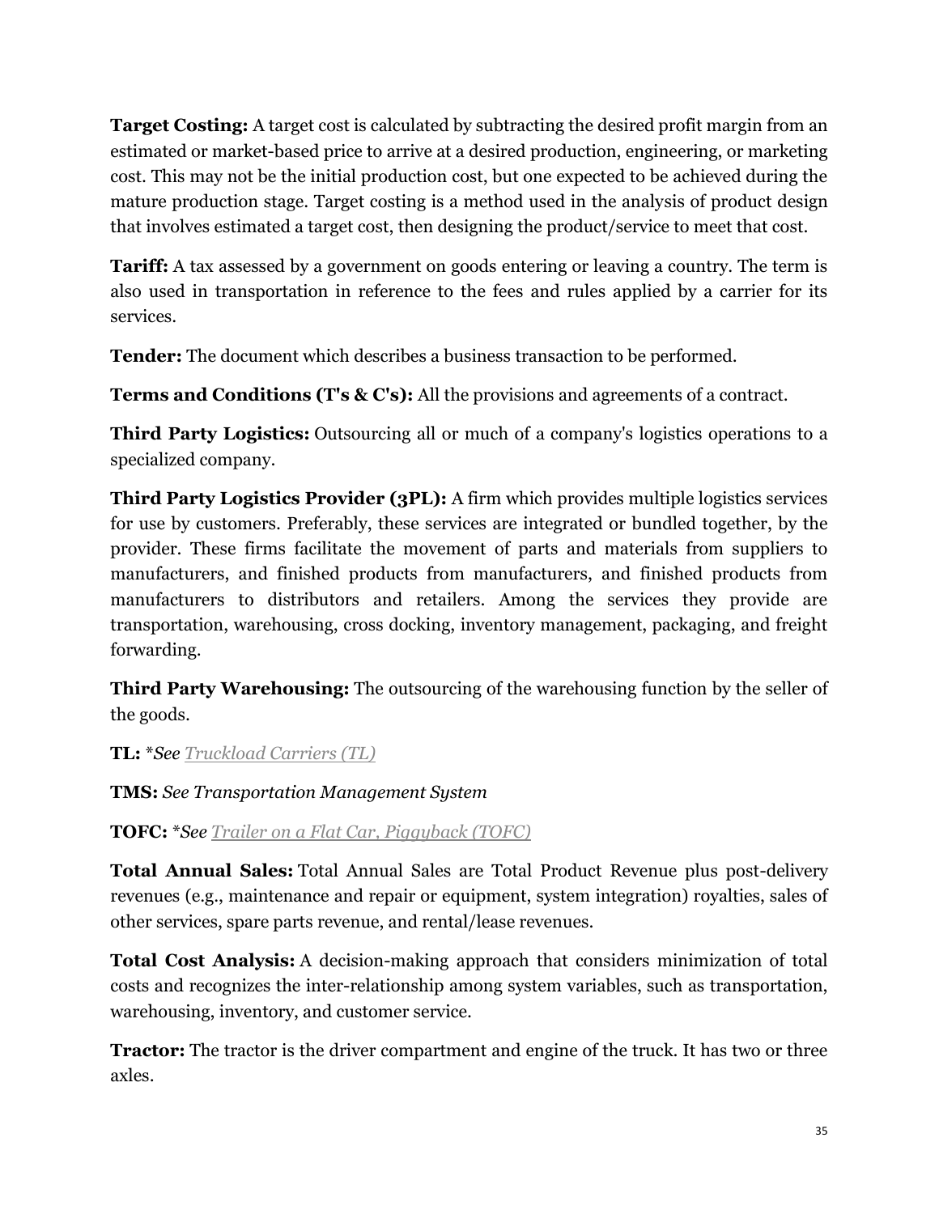**Target Costing:** A target cost is calculated by subtracting the desired profit margin from an estimated or market-based price to arrive at a desired production, engineering, or marketing cost. This may not be the initial production cost, but one expected to be achieved during the mature production stage. Target costing is a method used in the analysis of product design that involves estimated a target cost, then designing the product/service to meet that cost.

**Tariff:** A tax assessed by a government on goods entering or leaving a country. The term is also used in transportation in reference to the fees and rules applied by a carrier for its services.

**Tender:** The document which describes a business transaction to be performed.

**Terms and Conditions (T's & C's):** All the provisions and agreements of a contract.

**Third Party Logistics:** Outsourcing all or much of a company's logistics operations to a specialized company.

**Third Party Logistics Provider (3PL):** A firm which provides multiple logistics services for use by customers. Preferably, these services are integrated or bundled together, by the provider. These firms facilitate the movement of parts and materials from suppliers to manufacturers, and finished products from manufacturers, and finished products from manufacturers to distributors and retailers. Among the services they provide are transportation, warehousing, cross docking, inventory management, packaging, and freight forwarding.

**Third Party Warehousing:** The outsourcing of the warehousing function by the seller of the goods.

**TL:** **See* *Truckload Carriers (TL)*

**TMS:** *See Transportation Management System*

**TOFC:** **See* *Trailer on a Flat Car, Piggyback (TOFC)*

**Total Annual Sales:** Total Annual Sales are Total Product Revenue plus post-delivery revenues (e.g., maintenance and repair or equipment, system integration) royalties, sales of other services, spare parts revenue, and rental/lease revenues.

**Total Cost Analysis:** A decision-making approach that considers minimization of total costs and recognizes the inter-relationship among system variables, such as transportation, warehousing, inventory, and customer service.

**Tractor:** The tractor is the driver compartment and engine of the truck. It has two or three axles.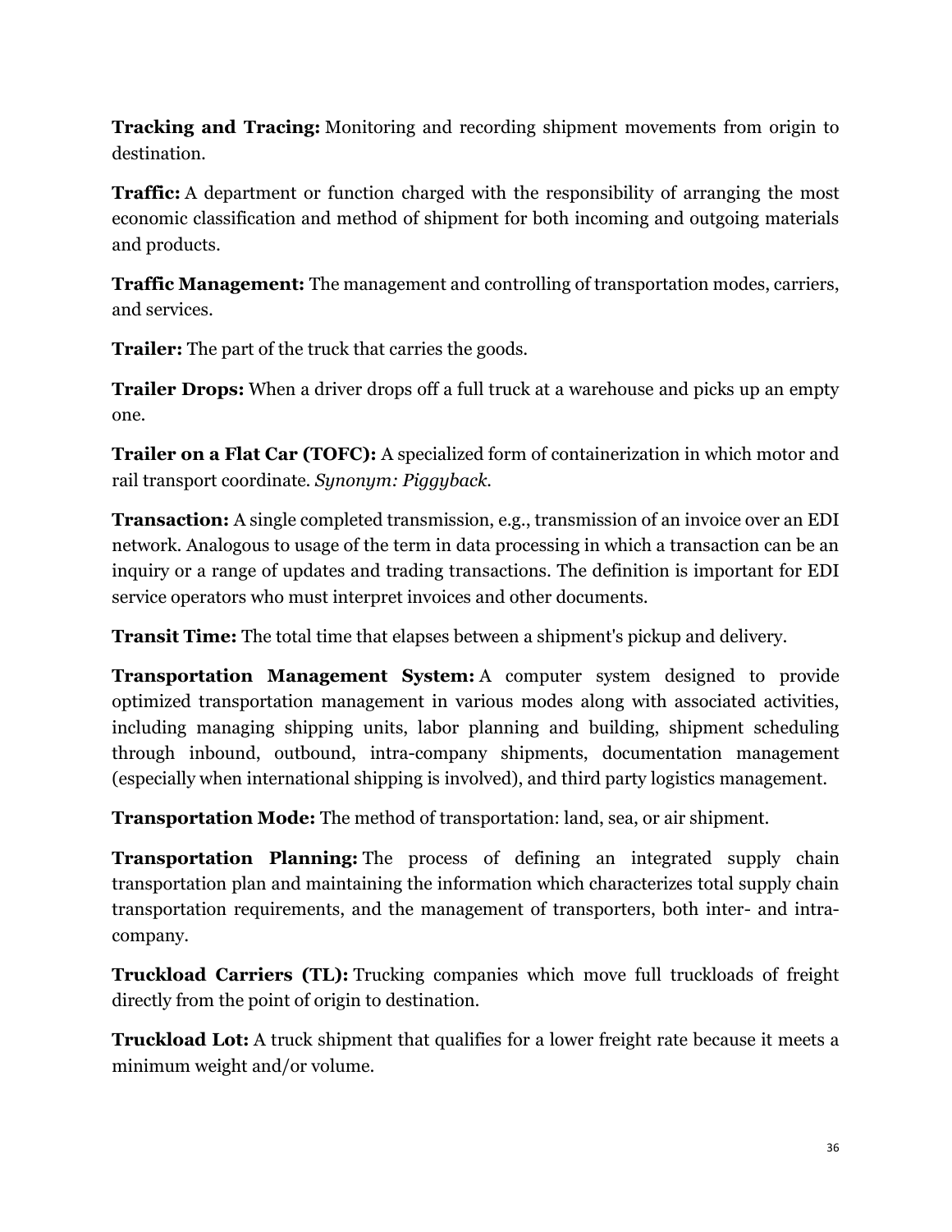**Tracking and Tracing:** Monitoring and recording shipment movements from origin to destination.

**Traffic:** A department or function charged with the responsibility of arranging the most economic classification and method of shipment for both incoming and outgoing materials and products.

**Traffic Management:** The management and controlling of transportation modes, carriers, and services.

**Trailer:** The part of the truck that carries the goods.

**Trailer Drops:** When a driver drops off a full truck at a warehouse and picks up an empty one.

**Trailer on a Flat Car (TOFC):** A specialized form of containerization in which motor and rail transport coordinate. *Synonym: Piggyback.*

**Transaction:** A single completed transmission, e.g., transmission of an invoice over an EDI network. Analogous to usage of the term in data processing in which a transaction can be an inquiry or a range of updates and trading transactions. The definition is important for EDI service operators who must interpret invoices and other documents.

**Transit Time:** The total time that elapses between a shipment's pickup and delivery.

**Transportation Management System:** A computer system designed to provide optimized transportation management in various modes along with associated activities, including managing shipping units, labor planning and building, shipment scheduling through inbound, outbound, intra-company shipments, documentation management (especially when international shipping is involved), and third party logistics management.

**Transportation Mode:** The method of transportation: land, sea, or air shipment.

**Transportation Planning:** The process of defining an integrated supply chain transportation plan and maintaining the information which characterizes total supply chain transportation requirements, and the management of transporters, both inter- and intra-company.

**Truckload Carriers (TL):** Trucking companies which move full truckloads of freight directly from the point of origin to destination.

**Truckload Lot:** A truck shipment that qualifies for a lower freight rate because it meets a minimum weight and/or volume.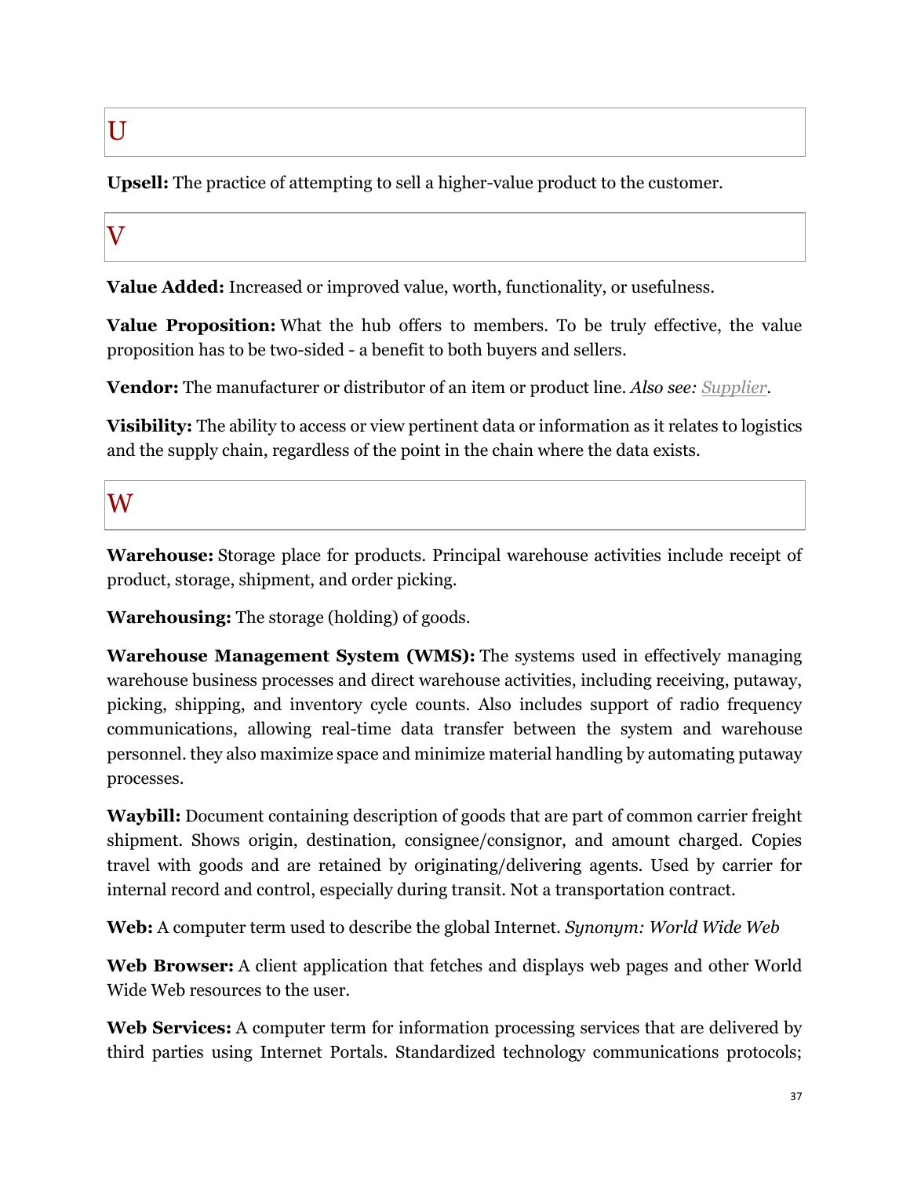# U

**Upsell:** The practice of attempting to sell a higher-value product to the customer.

# V

**Value Added:** Increased or improved value, worth, functionality, or usefulness.

**Value Proposition:** What the hub offers to members. To be truly effective, the value proposition has to be two-sided - a benefit to both buyers and sellers.

**Vendor:** The manufacturer or distributor of an item or product line. *Also see:* *Supplier*.

**Visibility:** The ability to access or view pertinent data or information as it relates to logistics and the supply chain, regardless of the point in the chain where the data exists.

# W

**Warehouse:** Storage place for products. Principal warehouse activities include receipt of product, storage, shipment, and order picking.

**Warehousing:** The storage (holding) of goods.

**Warehouse Management System (WMS):** The systems used in effectively managing warehouse business processes and direct warehouse activities, including receiving, putaway, picking, shipping, and inventory cycle counts. Also includes support of radio frequency communications, allowing real-time data transfer between the system and warehouse personnel. they also maximize space and minimize material handling by automating putaway processes.

**Waybill:** Document containing description of goods that are part of common carrier freight shipment. Shows origin, destination, consignee/consignor, and amount charged. Copies travel with goods and are retained by originating/delivering agents. Used by carrier for internal record and control, especially during transit. Not a transportation contract.

**Web:** A computer term used to describe the global Internet. *Synonym: World Wide Web*

**Web Browser:** A client application that fetches and displays web pages and other World Wide Web resources to the user.

**Web Services:** A computer term for information processing services that are delivered by third parties using Internet Portals. Standardized technology communications protocols;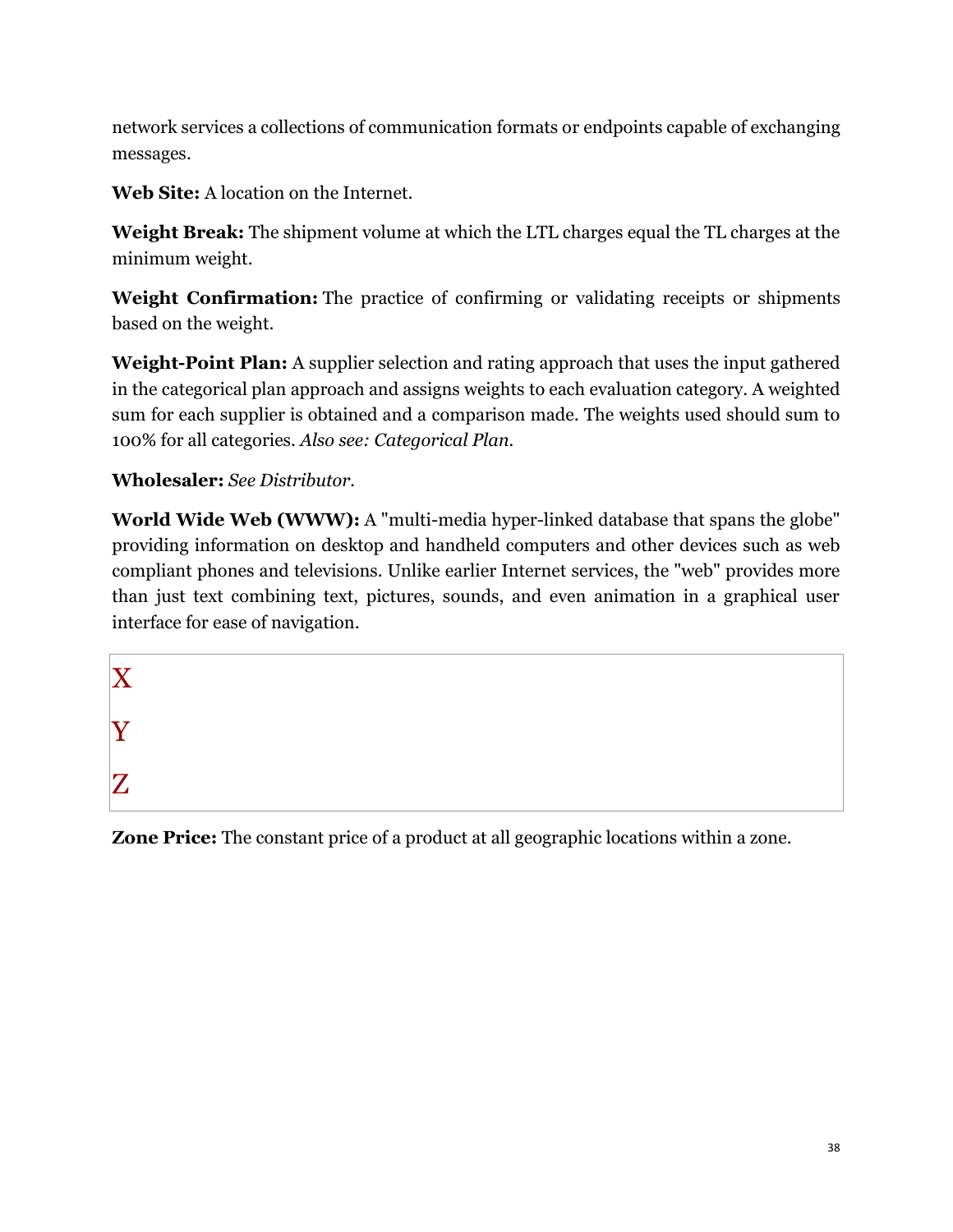network services a collections of communication formats or endpoints capable of exchanging messages.

**Web Site:** A location on the Internet.

**Weight Break:** The shipment volume at which the LTL charges equal the TL charges at the minimum weight.

**Weight Confirmation:** The practice of confirming or validating receipts or shipments based on the weight.

**Weight-Point Plan:** A supplier selection and rating approach that uses the input gathered in the categorical plan approach and assigns weights to each evaluation category. A weighted sum for each supplier is obtained and a comparison made. The weights used should sum to 100% for all categories. *Also see: Categorical Plan.*

**Wholesaler:** *See Distributor.*

**World Wide Web (WWW):** A "multi-media hyper-linked database that spans the globe" providing information on desktop and handheld computers and other devices such as web compliant phones and televisions. Unlike earlier Internet services, the "web" provides more than just text combining text, pictures, sounds, and even animation in a graphical user interface for ease of navigation.

## X

## Y

## Z

**Zone Price:** The constant price of a product at all geographic locations within a zone.